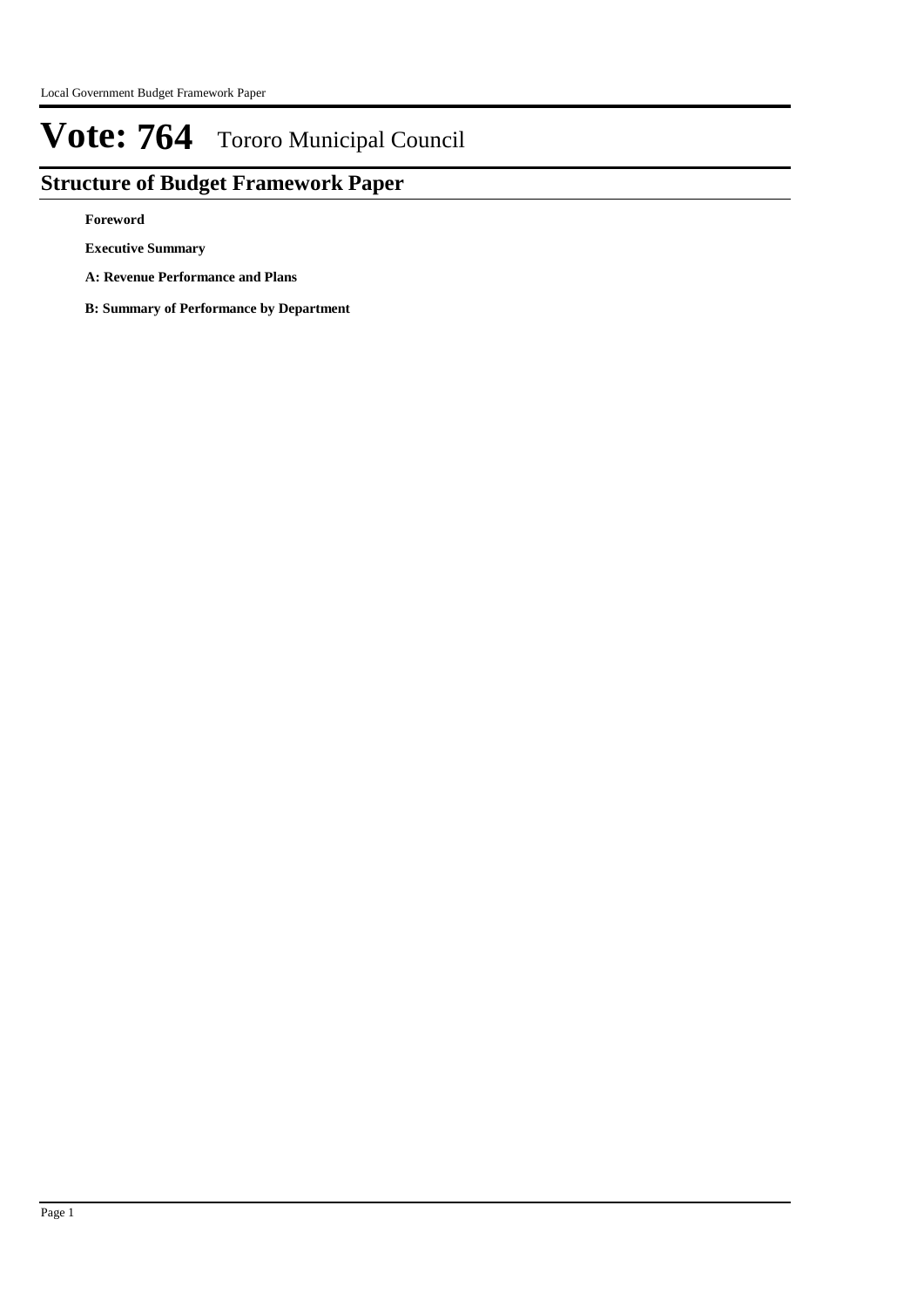# Vote: 764 Tororo Municipal Council

## Structure of Budget Framework Paper

**Foreword**

**Executive Summary**

**A: Revenue Performance and Plans**

**B: Summary of Performance by Department**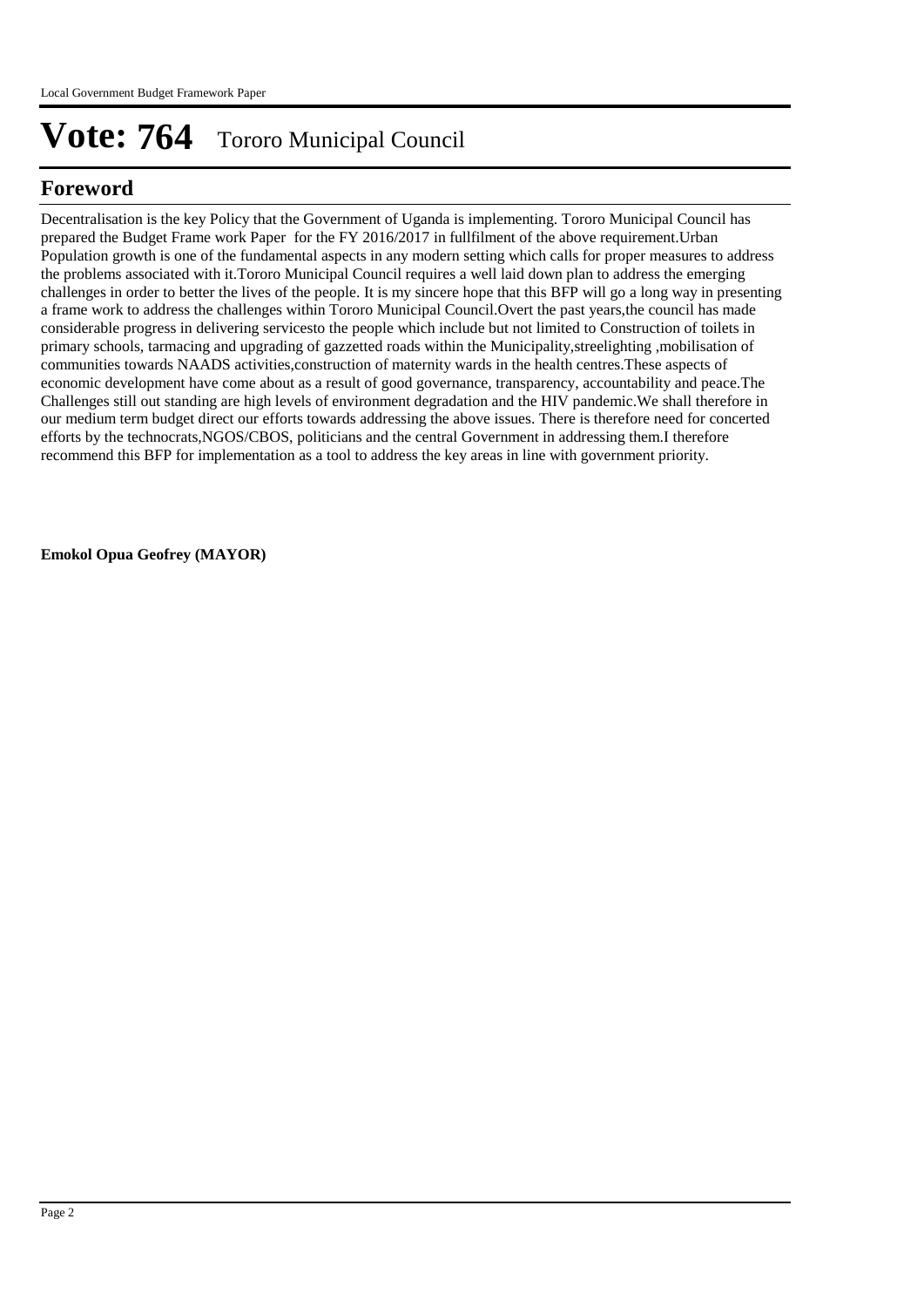# Vote: 764 Tororo Municipal Council

## Foreword

Decentralisation is the key Policy that the Government of Uganda is implementing. Tororo Municipal Council has prepared the Budget Frame work Paper for the FY 2016/2017 in fullfilment of the above requirement.Urban Population growth is one of the fundamental aspects in any modern setting which calls for proper measures to address the problems associated with it.Tororo Municipal Council requires a well laid down plan to address the emerging challenges in order to better the lives of the people. It is my sincere hope that this BFP will go a long way in presenting a frame work to address the challenges within Tororo Municipal Council.Overt the past years,the council has made considerable progress in delivering servicesto the people which include but not limited to Construction of toilets in primary schools, tarmacing and upgrading of gazzetted roads within the Municipality,streelighting ,mobilisation of communities towards NAADS activities,construction of maternity wards in the health centres.These aspects of economic development have come about as a result of good governance, transparency, accountability and peace.The Challenges still out standing are high levels of environment degradation and the HIV pandemic.We shall therefore in our medium term budget direct our efforts towards addressing the above issues. There is therefore need for concerted efforts by the technocrats,NGOS/CBOS, politicians and the central Government in addressing them.I therefore recommend this BFP for implementation as a tool to address the key areas in line with government priority.

**Emokol Opua Geofrey (MAYOR)**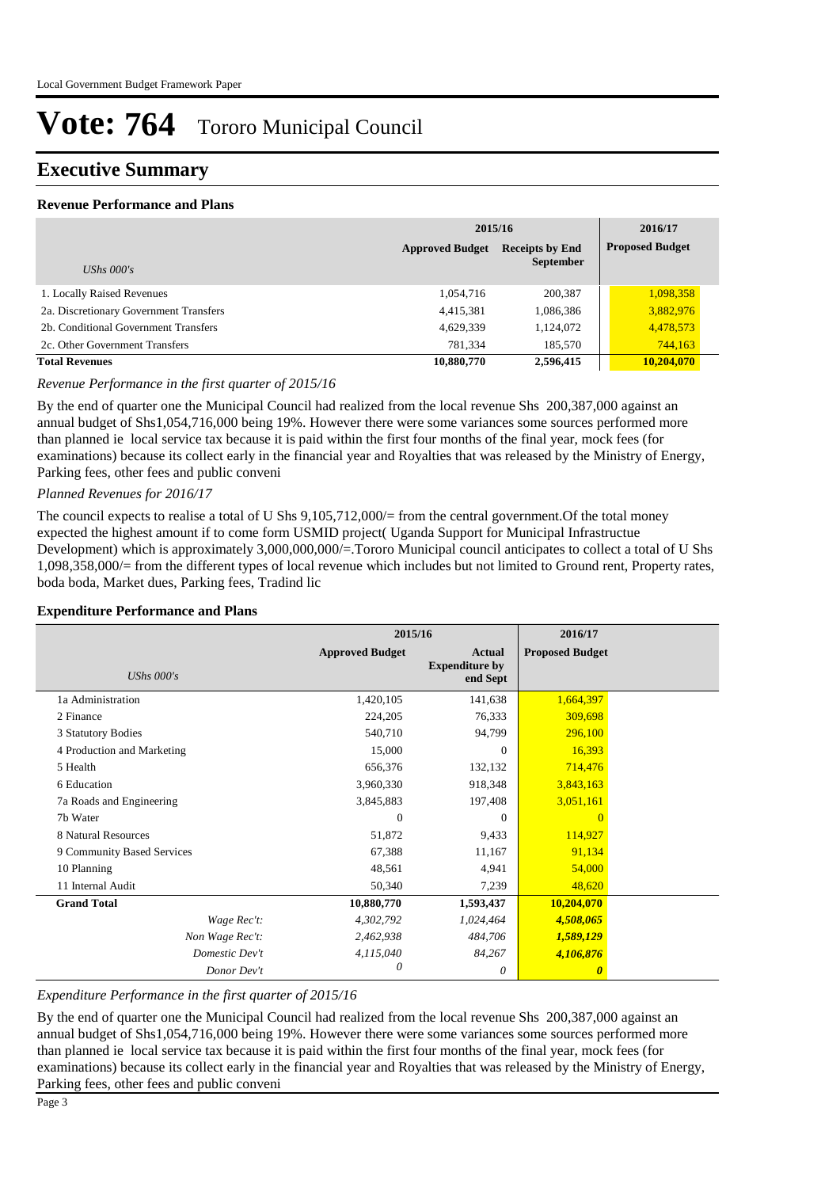# Vote: 764 Tororo Municipal Council

## Executive Summary

### Revenue Performance and Plans

| *UShs 000's* | 2015/16 Approved Budget | 2015/16 Receipts by End September | 2016/17 Proposed Budget |
|---|---|---|---|
| 1. Locally Raised Revenues | 1,054,716 | 200,387 | 1,098,358 |
| 2a. Discretionary Government Transfers | 4,415,381 | 1,086,386 | 3,882,976 |
| 2b. Conditional Government Transfers | 4,629,339 | 1,124,072 | 4,478,573 |
| 2c. Other Government Transfers | 781,334 | 185,570 | 744,163 |
| **Total Revenues** | **10,880,770** | **2,596,415** | **10,204,070** |

*Revenue Performance in the first quarter of 2015/16*

By the end of quarter one the Municipal Council had realized from the local revenue Shs 200,387,000 against an annual budget of Shs1,054,716,000 being 19%. However there were some variances some sources performed more than planned ie local service tax because it is paid within the first four months of the final year, mock fees (for examinations) because its collect early in the financial year and Royalties that was released by the Ministry of Energy, Parking fees, other fees and public conveni

*Planned Revenues for 2016/17*

The council expects to realise a total of U Shs 9,105,712,000/= from the central government.Of the total money expected the highest amount if to come form USMID project( Uganda Support for Municipal Infrastructue Development) which is approximately 3,000,000,000/=.Tororo Municipal council anticipates to collect a total of U Shs 1,098,358,000/= from the different types of local revenue which includes but not limited to Ground rent, Property rates, boda boda, Market dues, Parking fees, Tradind lic

### Expenditure Performance and Plans

| *UShs 000's* | 2015/16 Approved Budget | 2015/16 Actual Expenditure by end Sept | 2016/17 Proposed Budget |
|---|---|---|---|
| 1a Administration | 1,420,105 | 141,638 | 1,664,397 |
| 2 Finance | 224,205 | 76,333 | 309,698 |
| 3 Statutory Bodies | 540,710 | 94,799 | 296,100 |
| 4 Production and Marketing | 15,000 | 0 | 16,393 |
| 5 Health | 656,376 | 132,132 | 714,476 |
| 6 Education | 3,960,330 | 918,348 | 3,843,163 |
| 7a Roads and Engineering | 3,845,883 | 197,408 | 3,051,161 |
| 7b Water | 0 | 0 | 0 |
| 8 Natural Resources | 51,872 | 9,433 | 114,927 |
| 9 Community Based Services | 67,388 | 11,167 | 91,134 |
| 10 Planning | 48,561 | 4,941 | 54,000 |
| 11 Internal Audit | 50,340 | 7,239 | 48,620 |
| **Grand Total** | **10,880,770** | **1,593,437** | **10,204,070** |
| *Wage Rec't:* | *4,302,792* | *1,024,464* | ***4,508,065*** |
| *Non Wage Rec't:* | *2,462,938* | *484,706* | ***1,589,129*** |
| *Domestic Dev't* | *4,115,040* | *84,267* | ***4,106,876*** |
| *Donor Dev't* | *0* | *0* | ***0*** |

*Expenditure Performance in the first quarter of 2015/16*

By the end of quarter one the Municipal Council had realized from the local revenue Shs 200,387,000 against an annual budget of Shs1,054,716,000 being 19%. However there were some variances some sources performed more than planned ie local service tax because it is paid within the first four months of the final year, mock fees (for examinations) because its collect early in the financial year and Royalties that was released by the Ministry of Energy, Parking fees, other fees and public conveni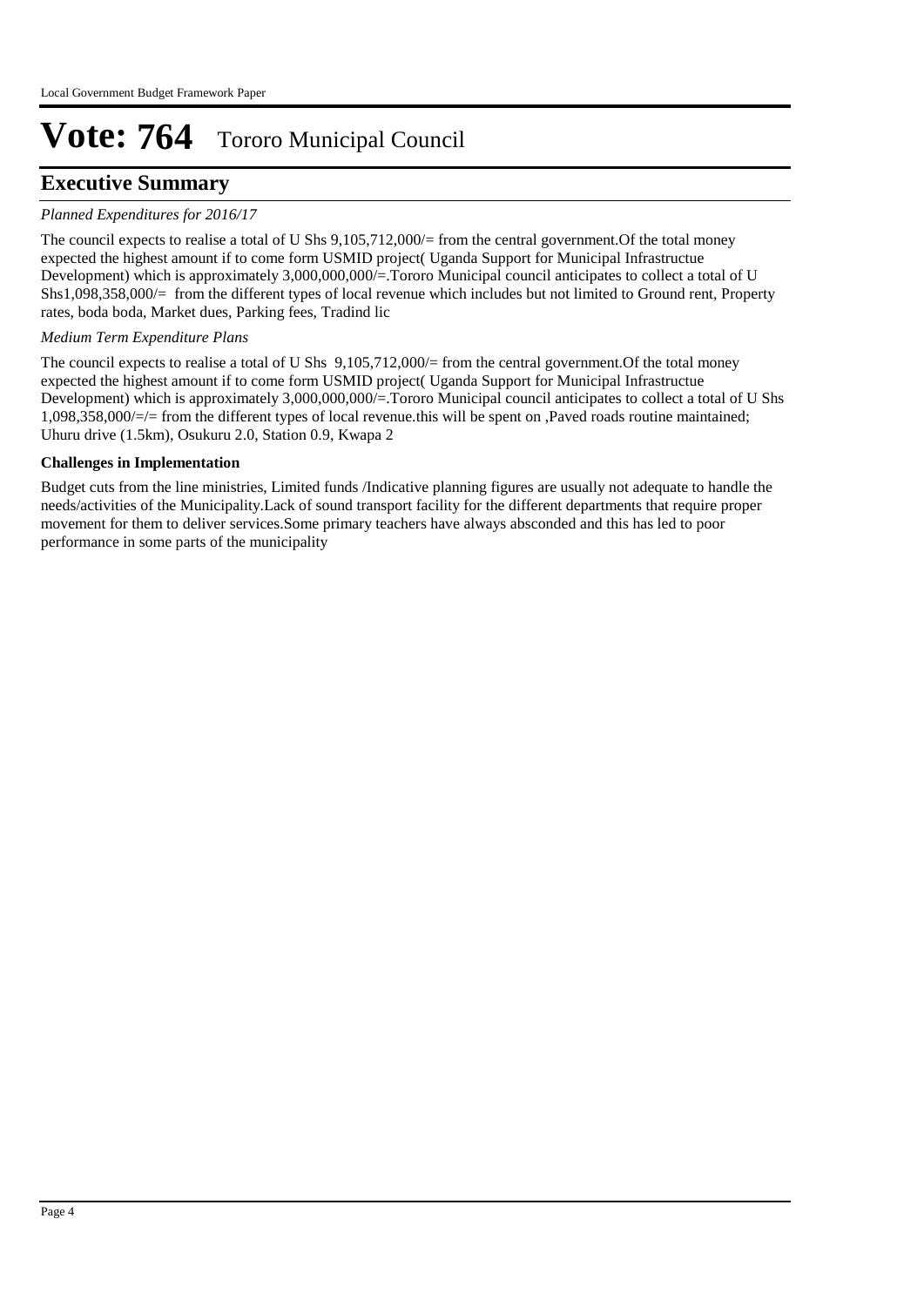# Vote: 764 Tororo Municipal Council

## Executive Summary

*Planned Expenditures for 2016/17*

The council expects to realise a total of U Shs 9,105,712,000/= from the central government.Of the total money expected the highest amount if to come form USMID project( Uganda Support for Municipal Infrastructue Development) which is approximately 3,000,000,000/=.Tororo Municipal council anticipates to collect a total of U Shs1,098,358,000/= from the different types of local revenue which includes but not limited to Ground rent, Property rates, boda boda, Market dues, Parking fees, Tradind lic

*Medium Term Expenditure Plans*

The council expects to realise a total of U Shs 9,105,712,000/= from the central government.Of the total money expected the highest amount if to come form USMID project( Uganda Support for Municipal Infrastructue Development) which is approximately 3,000,000,000/=.Tororo Municipal council anticipates to collect a total of U Shs 1,098,358,000/=/= from the different types of local revenue.this will be spent on ,Paved roads routine maintained; Uhuru drive (1.5km), Osukuru 2.0, Station 0.9, Kwapa 2

**Challenges in Implementation**

Budget cuts from the line ministries, Limited funds /Indicative planning figures are usually not adequate to handle the needs/activities of the Municipality.Lack of sound transport facility for the different departments that require proper movement for them to deliver services.Some primary teachers have always absconded and this has led to poor performance in some parts of the municipality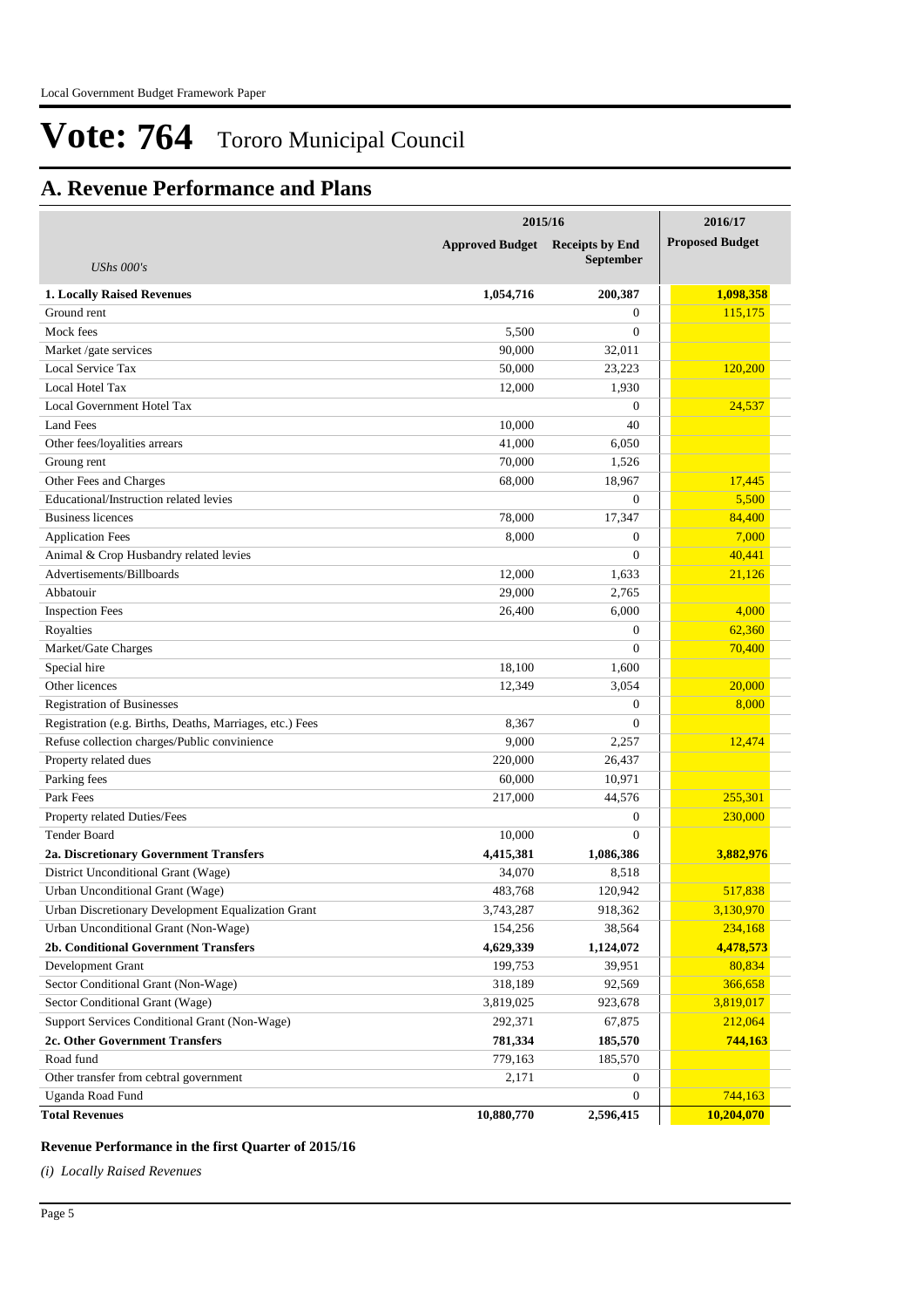# Vote: 764 Tororo Municipal Council

## A. Revenue Performance and Plans

| *UShs 000's* | 2015/16 Approved Budget | 2015/16 Receipts by End September | 2016/17 Proposed Budget |
|---|---|---|---|
| **1. Locally Raised Revenues** | **1,054,716** | **200,387** | **1,098,358** |
| Ground rent | | 0 | 115,175 |
| Mock fees | 5,500 | 0 | |
| Market /gate services | 90,000 | 32,011 | |
| Local Service Tax | 50,000 | 23,223 | 120,200 |
| Local Hotel Tax | 12,000 | 1,930 | |
| Local Government Hotel Tax | | 0 | 24,537 |
| Land Fees | 10,000 | 40 | |
| Other fees/loyalities arrears | 41,000 | 6,050 | |
| Groung rent | 70,000 | 1,526 | |
| Other Fees and Charges | 68,000 | 18,967 | 17,445 |
| Educational/Instruction related levies | | 0 | 5,500 |
| Business licences | 78,000 | 17,347 | 84,400 |
| Application Fees | 8,000 | 0 | 7,000 |
| Animal & Crop Husbandry related levies | | 0 | 40,441 |
| Advertisements/Billboards | 12,000 | 1,633 | 21,126 |
| Abbatouir | 29,000 | 2,765 | |
| Inspection Fees | 26,400 | 6,000 | 4,000 |
| Royalties | | 0 | 62,360 |
| Market/Gate Charges | | 0 | 70,400 |
| Special hire | 18,100 | 1,600 | |
| Other licences | 12,349 | 3,054 | 20,000 |
| Registration of Businesses | | 0 | 8,000 |
| Registration (e.g. Births, Deaths, Marriages, etc.) Fees | 8,367 | 0 | |
| Refuse collection charges/Public convinience | 9,000 | 2,257 | 12,474 |
| Property related dues | 220,000 | 26,437 | |
| Parking fees | 60,000 | 10,971 | |
| Park Fees | 217,000 | 44,576 | 255,301 |
| Property related Duties/Fees | | 0 | 230,000 |
| Tender Board | 10,000 | 0 | |
| **2a. Discretionary Government Transfers** | **4,415,381** | **1,086,386** | **3,882,976** |
| District Unconditional Grant (Wage) | 34,070 | 8,518 | |
| Urban Unconditional Grant (Wage) | 483,768 | 120,942 | 517,838 |
| Urban Discretionary Development Equalization Grant | 3,743,287 | 918,362 | 3,130,970 |
| Urban Unconditional Grant (Non-Wage) | 154,256 | 38,564 | 234,168 |
| **2b. Conditional Government Transfers** | **4,629,339** | **1,124,072** | **4,478,573** |
| Development Grant | 199,753 | 39,951 | 80,834 |
| Sector Conditional Grant (Non-Wage) | 318,189 | 92,569 | 366,658 |
| Sector Conditional Grant (Wage) | 3,819,025 | 923,678 | 3,819,017 |
| Support Services Conditional Grant (Non-Wage) | 292,371 | 67,875 | 212,064 |
| **2c. Other Government Transfers** | **781,334** | **185,570** | **744,163** |
| Road fund | 779,163 | 185,570 | |
| Other transfer from cebtral government | 2,171 | 0 | |
| Uganda Road Fund | | 0 | 744,163 |
| **Total Revenues** | **10,880,770** | **2,596,415** | **10,204,070** |

**Revenue Performance in the first Quarter of 2015/16**

*(i) Locally Raised Revenues*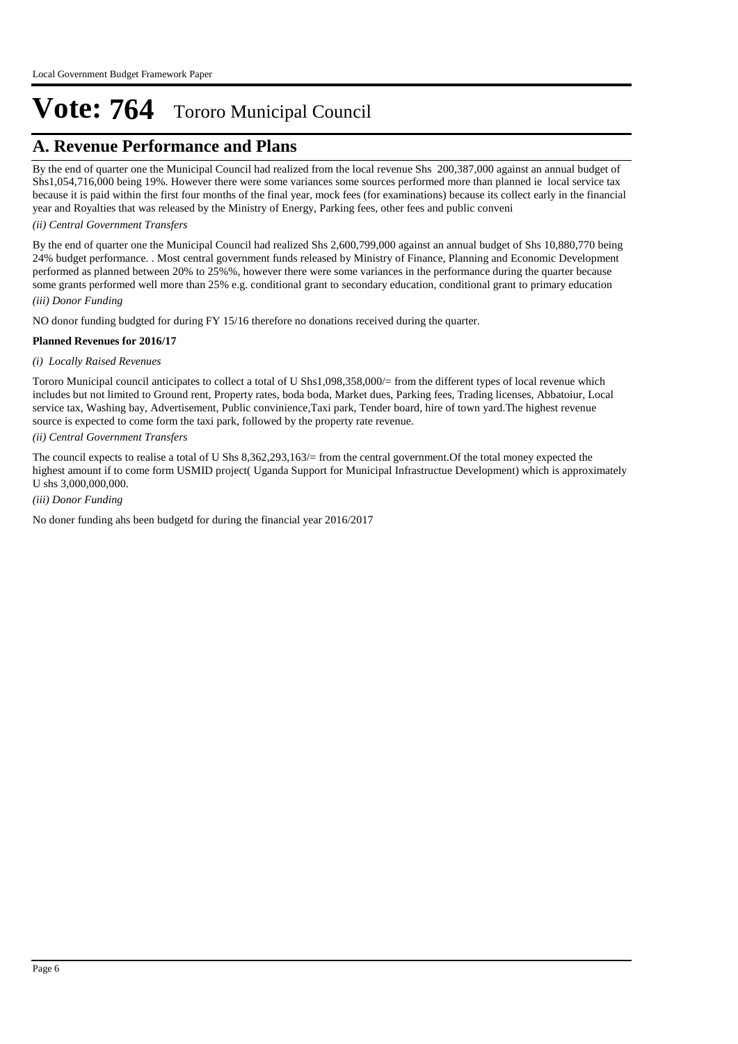# Vote: 764 Tororo Municipal Council

## A. Revenue Performance and Plans

By the end of quarter one the Municipal Council had realized from the local revenue Shs 200,387,000 against an annual budget of Shs1,054,716,000 being 19%. However there were some variances some sources performed more than planned ie local service tax because it is paid within the first four months of the final year, mock fees (for examinations) because its collect early in the financial year and Royalties that was released by the Ministry of Energy, Parking fees, other fees and public conveni

*(ii) Central Government Transfers*

By the end of quarter one the Municipal Council had realized Shs 2,600,799,000 against an annual budget of Shs 10,880,770 being 24% budget performance. . Most central government funds released by Ministry of Finance, Planning and Economic Development performed as planned between 20% to 25%%, however there were some variances in the performance during the quarter because some grants performed well more than 25% e.g. conditional grant to secondary education, conditional grant to primary education

*(iii) Donor Funding*

NO donor funding budgted for during FY 15/16 therefore no donations received during the quarter.

**Planned Revenues for 2016/17**

*(i) Locally Raised Revenues*

Tororo Municipal council anticipates to collect a total of U Shs1,098,358,000/= from the different types of local revenue which includes but not limited to Ground rent, Property rates, boda boda, Market dues, Parking fees, Trading licenses, Abbatoiur, Local service tax, Washing bay, Advertisement, Public convinience,Taxi park, Tender board, hire of town yard.The highest revenue source is expected to come form the taxi park, followed by the property rate revenue.

*(ii) Central Government Transfers*

The council expects to realise a total of U Shs 8,362,293,163/= from the central government.Of the total money expected the highest amount if to come form USMID project( Uganda Support for Municipal Infrastructue Development) which is approximately U shs 3,000,000,000.

*(iii) Donor Funding*

No doner funding ahs been budgetd for during the financial year 2016/2017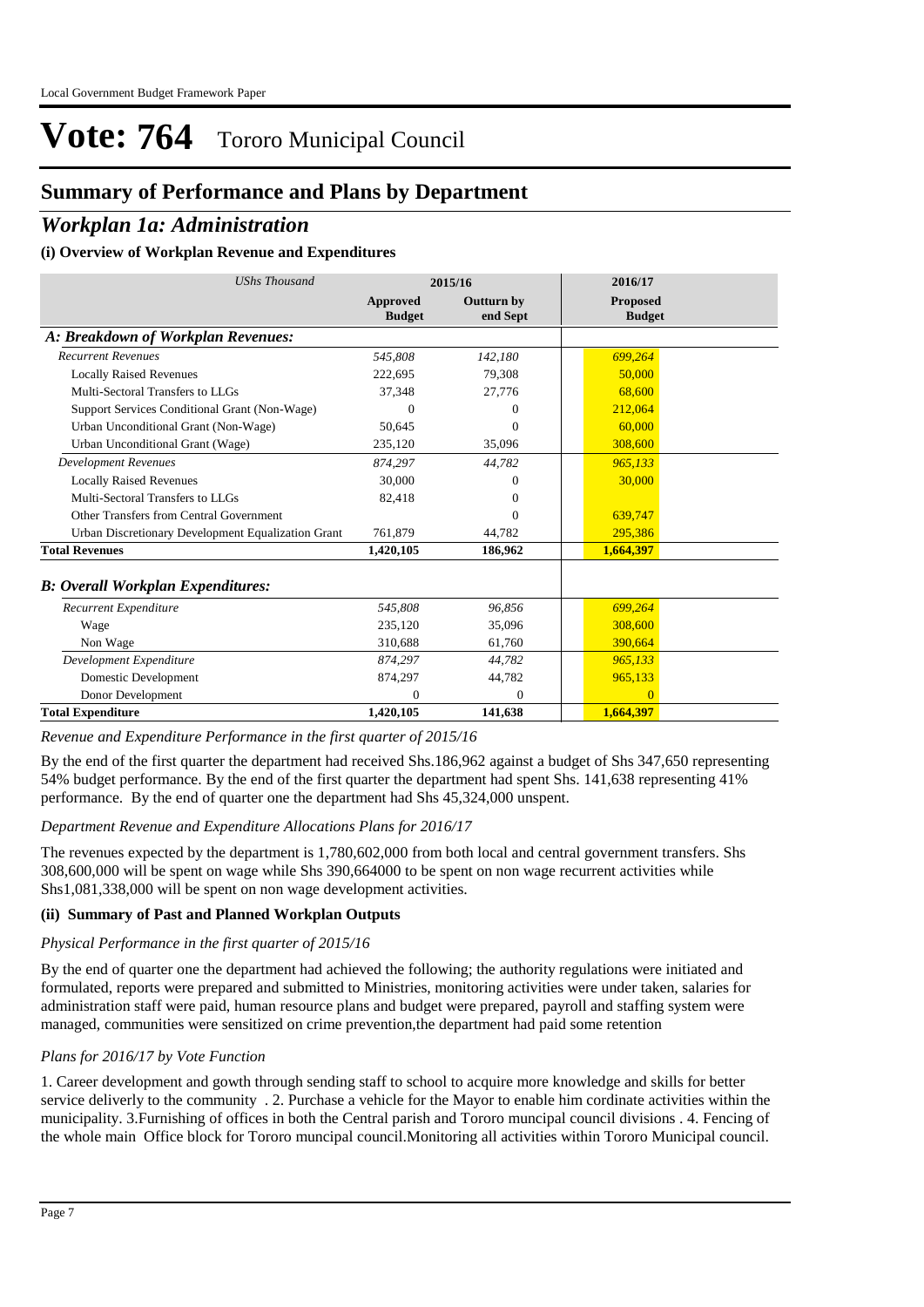# Vote: 764 Tororo Municipal Council

## Summary of Performance and Plans by Department

### *Workplan 1a: Administration*

#### (i) Overview of Workplan Revenue and Expenditures

| *UShs Thousand* | 2015/16 | | 2016/17 |
|---|---|---|---|
| | **Approved Budget** | **Outturn by end Sept** | **Proposed Budget** |
| ***A: Breakdown of Workplan Revenues:*** | | | |
| *Recurrent Revenues* | *545,808* | *142,180* | *699,264* |
| Locally Raised Revenues | 222,695 | 79,308 | 50,000 |
| Multi-Sectoral Transfers to LLGs | 37,348 | 27,776 | 68,600 |
| Support Services Conditional Grant (Non-Wage) | 0 | 0 | 212,064 |
| Urban Unconditional Grant (Non-Wage) | 50,645 | 0 | 60,000 |
| Urban Unconditional Grant (Wage) | 235,120 | 35,096 | 308,600 |
| *Development Revenues* | *874,297* | *44,782* | *965,133* |
| Locally Raised Revenues | 30,000 | 0 | 30,000 |
| Multi-Sectoral Transfers to LLGs | 82,418 | 0 | |
| Other Transfers from Central Government | | 0 | 639,747 |
| Urban Discretionary Development Equalization Grant | 761,879 | 44,782 | 295,386 |
| **Total Revenues** | **1,420,105** | **186,962** | **1,664,397** |
| ***B: Overall Workplan Expenditures:*** | | | |
| *Recurrent Expenditure* | *545,808* | *96,856* | *699,264* |
| Wage | 235,120 | 35,096 | 308,600 |
| Non Wage | 310,688 | 61,760 | 390,664 |
| *Development Expenditure* | *874,297* | *44,782* | *965,133* |
| Domestic Development | 874,297 | 44,782 | 965,133 |
| Donor Development | 0 | 0 | 0 |
| **Total Expenditure** | **1,420,105** | **141,638** | **1,664,397** |

*Revenue and Expenditure Performance in the first quarter of 2015/16*

By the end of the first quarter the department had received Shs.186,962 against a budget of Shs 347,650 representing 54% budget performance. By the end of the first quarter the department had spent Shs. 141,638 representing 41% performance. By the end of quarter one the department had Shs 45,324,000 unspent.

*Department Revenue and Expenditure Allocations Plans for 2016/17*

The revenues expected by the department is 1,780,602,000 from both local and central government transfers. Shs 308,600,000 will be spent on wage while Shs 390,664000 to be spent on non wage recurrent activities while Shs1,081,338,000 will be spent on non wage development activities.

#### (ii) Summary of Past and Planned Workplan Outputs

*Physical Performance in the first quarter of 2015/16*

By the end of quarter one the department had achieved the following; the authority regulations were initiated and formulated, reports were prepared and submitted to Ministries, monitoring activities were under taken, salaries for administration staff were paid, human resource plans and budget were prepared, payroll and staffing system were managed, communities were sensitized on crime prevention,the department had paid some retention

*Plans for 2016/17 by Vote Function*

1. Career development and gowth through sending staff to school to acquire more knowledge and skills for better service deliverly to the community . 2. Purchase a vehicle for the Mayor to enable him cordinate activities within the municipality. 3.Furnishing of offices in both the Central parish and Tororo muncipal council divisions . 4. Fencing of the whole main Office block for Tororo muncipal council.Monitoring all activities within Tororo Municipal council.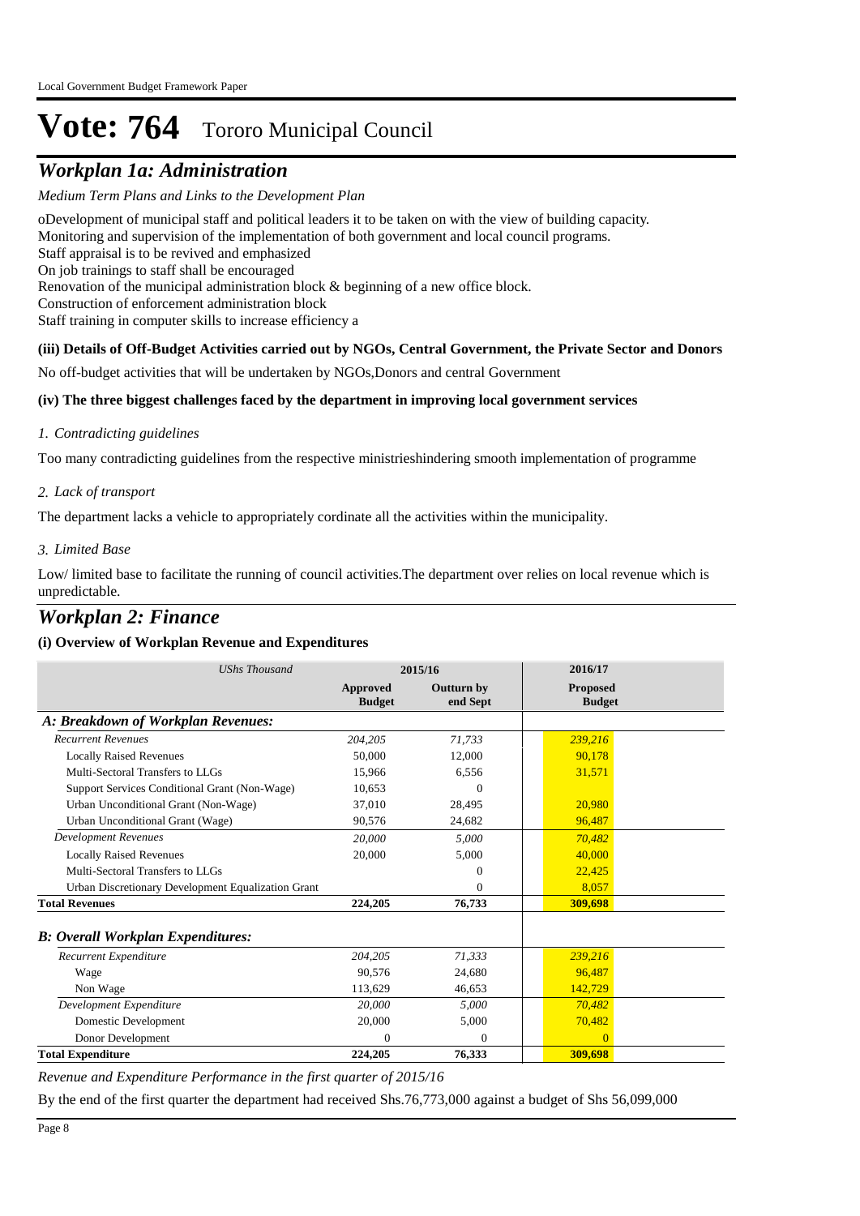# Vote: 764 Tororo Municipal Council

## *Workplan 1a: Administration*

*Medium Term Plans and Links to the Development Plan*

oDevelopment of municipal staff and political leaders it to be taken on with the view of building capacity.
Monitoring and supervision of the implementation of both government and local council programs.
Staff appraisal is to be revived and emphasized
On job trainings to staff shall be encouraged
Renovation of the municipal administration block & beginning of a new office block.
Construction of enforcement administration block
Staff training in computer skills to increase efficiency a

**(iii) Details of Off-Budget Activities carried out by NGOs, Central Government, the Private Sector and Donors**

No off-budget activities that will be undertaken by NGOs,Donors and central Government

**(iv) The three biggest challenges faced by the department in improving local government services**

*1. Contradicting guidelines*

Too many contradicting guidelines from the respective ministrieshindering smooth implementation of programme

*2. Lack of transport*

The department lacks a vehicle to appropriately cordinate all the activities within the municipality.

*3. Limited Base*

Low/ limited base to facilitate the running of council activities.The department over relies on local revenue which is unpredictable.

## *Workplan 2: Finance*

**(i) Overview of Workplan Revenue and Expenditures**

| *UShs Thousand* | 2015/16 | | 2016/17 |
|---|---|---|---|
| | **Approved Budget** | **Outturn by end Sept** | **Proposed Budget** |
| ***A: Breakdown of Workplan Revenues:*** | | | |
| *Recurrent Revenues* | *204,205* | *71,733* | *239,216* |
| Locally Raised Revenues | 50,000 | 12,000 | 90,178 |
| Multi-Sectoral Transfers to LLGs | 15,966 | 6,556 | 31,571 |
| Support Services Conditional Grant (Non-Wage) | 10,653 | 0 | |
| Urban Unconditional Grant (Non-Wage) | 37,010 | 28,495 | 20,980 |
| Urban Unconditional Grant (Wage) | 90,576 | 24,682 | 96,487 |
| *Development Revenues* | *20,000* | *5,000* | *70,482* |
| Locally Raised Revenues | 20,000 | 5,000 | 40,000 |
| Multi-Sectoral Transfers to LLGs | | 0 | 22,425 |
| Urban Discretionary Development Equalization Grant | | 0 | 8,057 |
| **Total Revenues** | **224,205** | **76,733** | **309,698** |
| ***B: Overall Workplan Expenditures:*** | | | |
| *Recurrent Expenditure* | *204,205* | *71,333* | *239,216* |
| Wage | 90,576 | 24,680 | 96,487 |
| Non Wage | 113,629 | 46,653 | 142,729 |
| *Development Expenditure* | *20,000* | *5,000* | *70,482* |
| Domestic Development | 20,000 | 5,000 | 70,482 |
| Donor Development | 0 | 0 | 0 |
| **Total Expenditure** | **224,205** | **76,333** | **309,698** |

*Revenue and Expenditure Performance in the first quarter of 2015/16*

By the end of the first quarter the department had received Shs.76,773,000 against a budget of Shs 56,099,000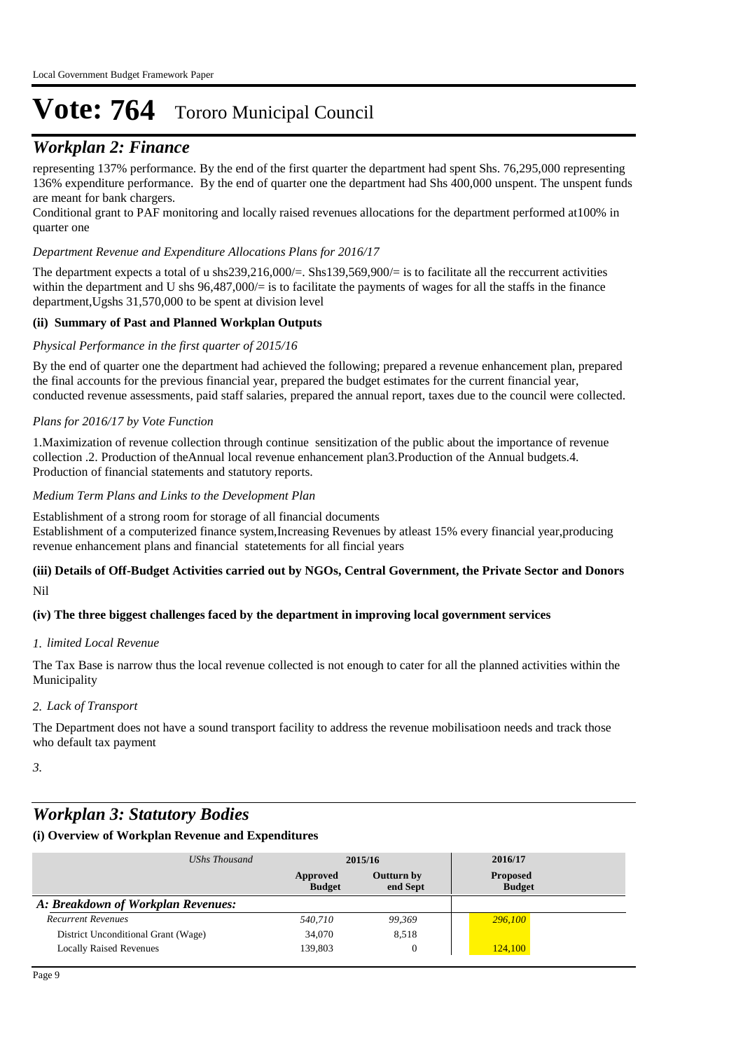# Vote: 764 Tororo Municipal Council

## *Workplan 2: Finance*

representing 137% performance. By the end of the first quarter the department had spent Shs. 76,295,000 representing 136% expenditure performance. By the end of quarter one the department had Shs 400,000 unspent. The unspent funds are meant for bank chargers.

Conditional grant to PAF monitoring and locally raised revenues allocations for the department performed at100% in quarter one

*Department Revenue and Expenditure Allocations Plans for 2016/17*

The department expects a total of u shs239,216,000/=. Shs139,569,900/= is to facilitate all the reccurrent activities within the department and U shs 96,487,000/= is to facilitate the payments of wages for all the staffs in the finance department,Ugshs 31,570,000 to be spent at division level

**(ii) Summary of Past and Planned Workplan Outputs**

*Physical Performance in the first quarter of 2015/16*

By the end of quarter one the department had achieved the following; prepared a revenue enhancement plan, prepared the final accounts for the previous financial year, prepared the budget estimates for the current financial year, conducted revenue assessments, paid staff salaries, prepared the annual report, taxes due to the council were collected.

*Plans for 2016/17 by Vote Function*

1.Maximization of revenue collection through continue sensitization of the public about the importance of revenue collection .2. Production of theAnnual local revenue enhancement plan3.Production of the Annual budgets.4. Production of financial statements and statutory reports.

*Medium Term Plans and Links to the Development Plan*

Establishment of a strong room for storage of all financial documents
Establishment of a computerized finance system,Increasing Revenues by atleast 15% every financial year,producing revenue enhancement plans and financial statetements for all fincial years

**(iii) Details of Off-Budget Activities carried out by NGOs, Central Government, the Private Sector and Donors**

Nil

**(iv) The three biggest challenges faced by the department in improving local government services**

*1. limited Local Revenue*

The Tax Base is narrow thus the local revenue collected is not enough to cater for all the planned activities within the Municipality

*2. Lack of Transport*

The Department does not have a sound transport facility to address the revenue mobilisatioon needs and track those who default tax payment

*3.*

## *Workplan 3: Statutory Bodies*

**(i) Overview of Workplan Revenue and Expenditures**

| *UShs Thousand* | 2015/16 | | 2016/17 |
|---|---|---|---|
| | **Approved Budget** | **Outturn by end Sept** | **Proposed Budget** |
| ***A: Breakdown of Workplan Revenues:*** | | | |
| *Recurrent Revenues* | *540,710* | *99,369* | *296,100* |
| District Unconditional Grant (Wage) | 34,070 | 8,518 | |
| Locally Raised Revenues | 139,803 | 0 | 124,100 |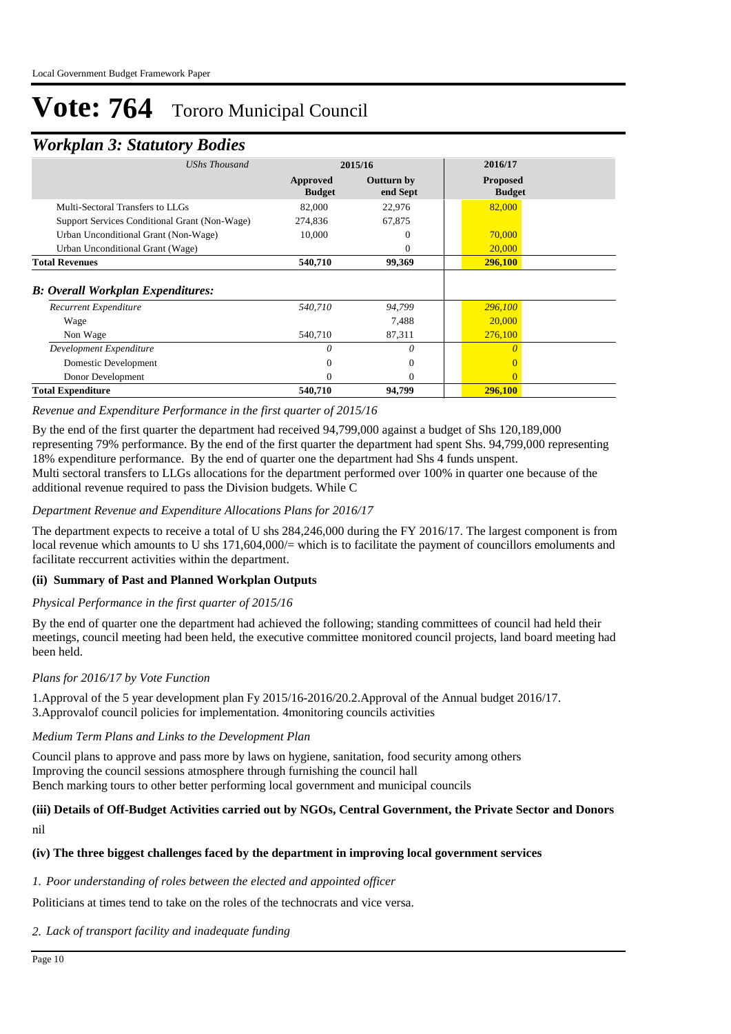# Vote: 764 Tororo Municipal Council

## *Workplan 3: Statutory Bodies*

| *UShs Thousand* | 2015/16 | | 2016/17 |
|---|---|---|---|
| | **Approved Budget** | **Outturn by end Sept** | **Proposed Budget** |
| Multi-Sectoral Transfers to LLGs | 82,000 | 22,976 | 82,000 |
| Support Services Conditional Grant (Non-Wage) | 274,836 | 67,875 | |
| Urban Unconditional Grant (Non-Wage) | 10,000 | 0 | 70,000 |
| Urban Unconditional Grant (Wage) | | 0 | 20,000 |
| **Total Revenues** | **540,710** | **99,369** | **296,100** |
| ***B: Overall Workplan Expenditures:*** | | | |
| *Recurrent Expenditure* | *540,710* | *94,799* | *296,100* |
| Wage | | 7,488 | 20,000 |
| Non Wage | 540,710 | 87,311 | 276,100 |
| *Development Expenditure* | *0* | *0* | *0* |
| Domestic Development | 0 | 0 | 0 |
| Donor Development | 0 | 0 | 0 |
| **Total Expenditure** | **540,710** | **94,799** | **296,100** |

*Revenue and Expenditure Performance in the first quarter of 2015/16*

By the end of the first quarter the department had received 94,799,000 against a budget of Shs 120,189,000 representing 79% performance. By the end of the first quarter the department had spent Shs. 94,799,000 representing 18% expenditure performance. By the end of quarter one the department had Shs 4 funds unspent.
Multi sectoral transfers to LLGs allocations for the department performed over 100% in quarter one because of the additional revenue required to pass the Division budgets. While C

*Department Revenue and Expenditure Allocations Plans for 2016/17*

The department expects to receive a total of U shs 284,246,000 during the FY 2016/17. The largest component is from local revenue which amounts to U shs 171,604,000/= which is to facilitate the payment of councillors emoluments and facilitate reccurrent activities within the department.

**(ii) Summary of Past and Planned Workplan Outputs**

*Physical Performance in the first quarter of 2015/16*

By the end of quarter one the department had achieved the following; standing committees of council had held their meetings, council meeting had been held, the executive committee monitored council projects, land board meeting had been held.

*Plans for 2016/17 by Vote Function*

1.Approval of the 5 year development plan Fy 2015/16-2016/20.2.Approval of the Annual budget 2016/17.
3.Approvalof council policies for implementation. 4monitoring councils activities

*Medium Term Plans and Links to the Development Plan*

Council plans to approve and pass more by laws on hygiene, sanitation, food security among others
Improving the council sessions atmosphere through furnishing the council hall
Bench marking tours to other better performing local government and municipal councils

**(iii) Details of Off-Budget Activities carried out by NGOs, Central Government, the Private Sector and Donors**

nil

**(iv) The three biggest challenges faced by the department in improving local government services**

*1. Poor understanding of roles between the elected and appointed officer*

Politicians at times tend to take on the roles of the technocrats and vice versa.

*2. Lack of transport facility and inadequate funding*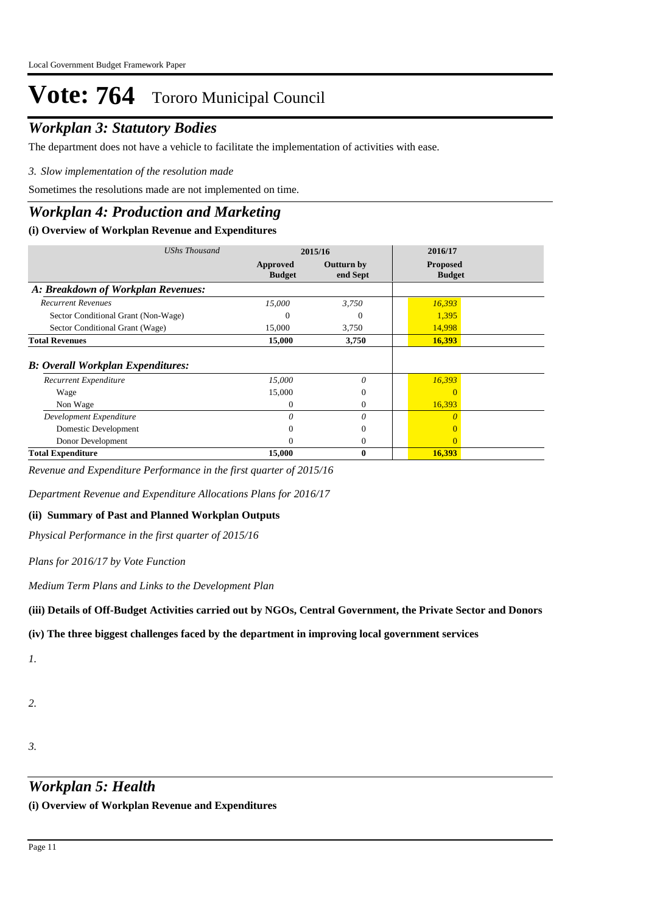# Vote: 764 Tororo Municipal Council

## *Workplan 3: Statutory Bodies*

The department does not have a vehicle to facilitate the implementation of activities with ease.

*3. Slow implementation of the resolution made*

Sometimes the resolutions made are not implemented on time.

## *Workplan 4: Production and Marketing*

### (i) Overview of Workplan Revenue and Expenditures

| *UShs Thousand* | 2015/16 | | 2016/17 |
|---|---|---|---|
| | **Approved Budget** | **Outturn by end Sept** | **Proposed Budget** |
| ***A: Breakdown of Workplan Revenues:*** | | | |
| *Recurrent Revenues* | *15,000* | *3,750* | *16,393* |
| Sector Conditional Grant (Non-Wage) | 0 | 0 | 1,395 |
| Sector Conditional Grant (Wage) | 15,000 | 3,750 | 14,998 |
| **Total Revenues** | **15,000** | **3,750** | **16,393** |
| ***B: Overall Workplan Expenditures:*** | | | |
| *Recurrent Expenditure* | *15,000* | *0* | *16,393* |
| Wage | 15,000 | 0 | 0 |
| Non Wage | 0 | 0 | 16,393 |
| *Development Expenditure* | *0* | *0* | *0* |
| Domestic Development | 0 | 0 | 0 |
| Donor Development | 0 | 0 | 0 |
| **Total Expenditure** | **15,000** | **0** | **16,393** |

*Revenue and Expenditure Performance in the first quarter of 2015/16*

*Department Revenue and Expenditure Allocations Plans for 2016/17*

### (ii) Summary of Past and Planned Workplan Outputs

*Physical Performance in the first quarter of 2015/16*

*Plans for 2016/17 by Vote Function*

*Medium Term Plans and Links to the Development Plan*

### (iii) Details of Off-Budget Activities carried out by NGOs, Central Government, the Private Sector and Donors

### (iv) The three biggest challenges faced by the department in improving local government services

*1.*

*2.*

*3.*

## *Workplan 5: Health*

### (i) Overview of Workplan Revenue and Expenditures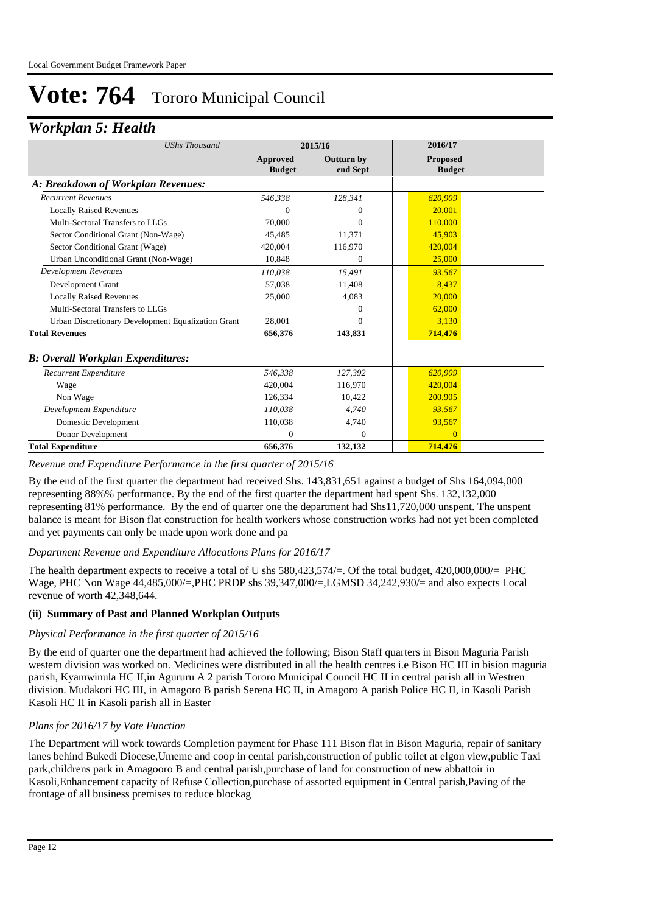Local Government Budget Framework Paper

# Vote: 764 Tororo Municipal Council

## *Workplan 5: Health*

| *UShs Thousand* | 2015/16 | | 2016/17 |
|---|---|---|---|
| | **Approved Budget** | **Outturn by end Sept** | **Proposed Budget** |
| ***A: Breakdown of Workplan Revenues:*** | | | |
| *Recurrent Revenues* | *546,338* | *128,341* | *620,909* |
| Locally Raised Revenues | 0 | 0 | 20,001 |
| Multi-Sectoral Transfers to LLGs | 70,000 | 0 | 110,000 |
| Sector Conditional Grant (Non-Wage) | 45,485 | 11,371 | 45,903 |
| Sector Conditional Grant (Wage) | 420,004 | 116,970 | 420,004 |
| Urban Unconditional Grant (Non-Wage) | 10,848 | 0 | 25,000 |
| *Development Revenues* | *110,038* | *15,491* | *93,567* |
| Development Grant | 57,038 | 11,408 | 8,437 |
| Locally Raised Revenues | 25,000 | 4,083 | 20,000 |
| Multi-Sectoral Transfers to LLGs | | 0 | 62,000 |
| Urban Discretionary Development Equalization Grant | 28,001 | 0 | 3,130 |
| **Total Revenues** | **656,376** | **143,831** | **714,476** |
| ***B: Overall Workplan Expenditures:*** | | | |
| *Recurrent Expenditure* | *546,338* | *127,392* | *620,909* |
| Wage | 420,004 | 116,970 | 420,004 |
| Non Wage | 126,334 | 10,422 | 200,905 |
| *Development Expenditure* | *110,038* | *4,740* | *93,567* |
| Domestic Development | 110,038 | 4,740 | 93,567 |
| Donor Development | 0 | 0 | 0 |
| **Total Expenditure** | **656,376** | **132,132** | **714,476** |

*Revenue and Expenditure Performance in the first quarter of 2015/16*

By the end of the first quarter the department had received Shs. 143,831,651 against a budget of Shs 164,094,000 representing 88%% performance. By the end of the first quarter the department had spent Shs. 132,132,000 representing 81% performance. By the end of quarter one the department had Shs11,720,000 unspent. The unspent balance is meant for Bison flat construction for health workers whose construction works had not yet been completed and yet payments can only be made upon work done and pa

*Department Revenue and Expenditure Allocations Plans for 2016/17*

The health department expects to receive a total of U shs 580,423,574/=. Of the total budget, 420,000,000/= PHC Wage, PHC Non Wage 44,485,000/=,PHC PRDP shs 39,347,000/=,LGMSD 34,242,930/= and also expects Local revenue of worth 42,348,644.

**(ii) Summary of Past and Planned Workplan Outputs**

*Physical Performance in the first quarter of 2015/16*

By the end of quarter one the department had achieved the following; Bison Staff quarters in Bison Maguria Parish western division was worked on. Medicines were distributed in all the health centres i.e Bison HC III in bision maguria parish, Kyamwinula HC II,in Agururu A 2 parish Tororo Municipal Council HC II in central parish all in Westren division. Mudakori HC III, in Amagoro B parish Serena HC II, in Amagoro A parish Police HC II, in Kasoli Parish Kasoli HC II in Kasoli parish all in Easter

*Plans for 2016/17 by Vote Function*

The Department will work towards Completion payment for Phase 111 Bison flat in Bison Maguria, repair of sanitary lanes behind Bukedi Diocese,Umeme and coop in cental parish,construction of public toilet at elgon view,public Taxi park,childrens park in Amagooro B and central parish,purchase of land for construction of new abbattoir in Kasoli,Enhancement capacity of Refuse Collection,purchase of assorted equipment in Central parish,Paving of the frontage of all business premises to reduce blockag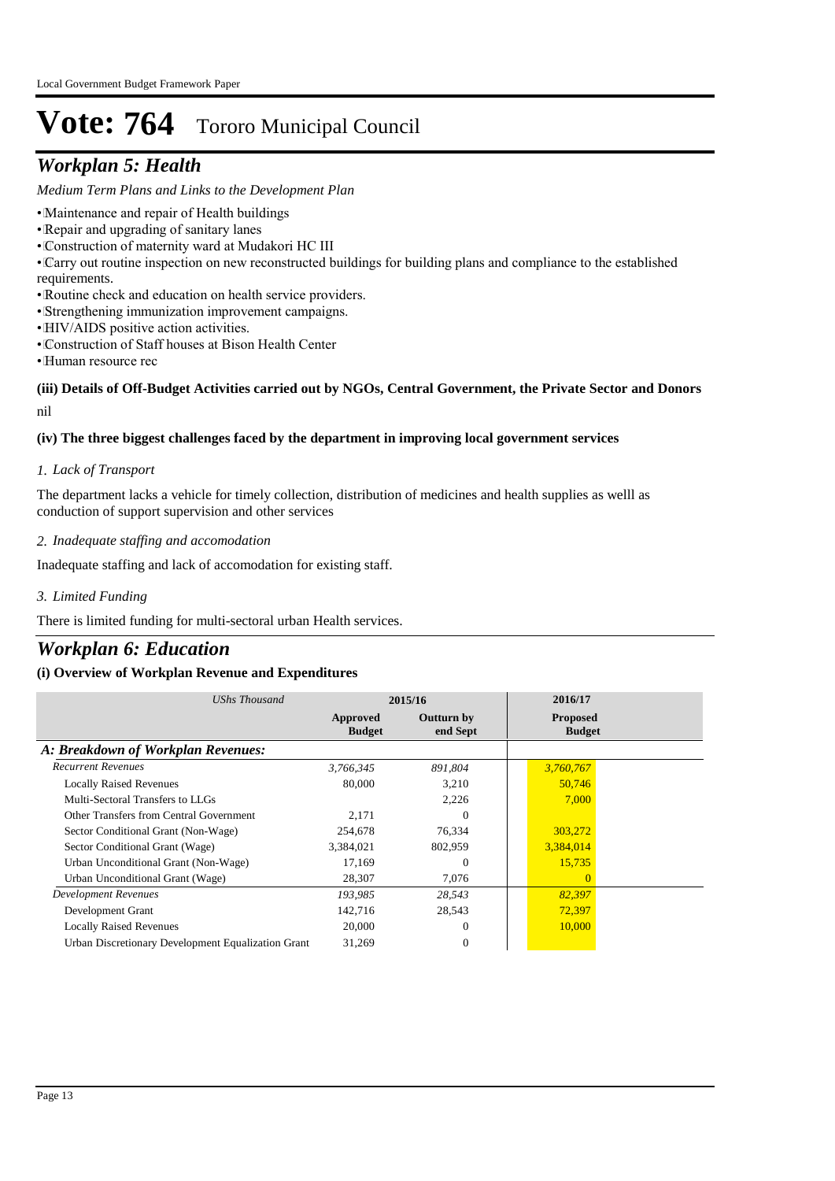# Vote: 764 Tororo Municipal Council

## *Workplan 5: Health*

*Medium Term Plans and Links to the Development Plan*

- Maintenance and repair of Health buildings
- Repair and upgrading of sanitary lanes
- Construction of maternity ward at Mudakori HC III
- Carry out routine inspection on new reconstructed buildings for building plans and compliance to the established requirements.
- Routine check and education on health service providers.
- Strengthening immunization improvement campaigns.
- HIV/AIDS positive action activities.
- Construction of Staff houses at Bison Health Center
- Human resource rec

**(iii) Details of Off-Budget Activities carried out by NGOs, Central Government, the Private Sector and Donors**

nil

**(iv) The three biggest challenges faced by the department in improving local government services**

*1. Lack of Transport*

The department lacks a vehicle for timely collection, distribution of medicines and health supplies as welll as conduction of support supervision and other services

*2. Inadequate staffing and accomodation*

Inadequate staffing and lack of accomodation for existing staff.

*3. Limited Funding*

There is limited funding for multi-sectoral urban Health services.

## *Workplan 6: Education*

**(i) Overview of Workplan Revenue and Expenditures**

| *UShs Thousand* | 2015/16 | | 2016/17 |
|---|---|---|---|
| | **Approved Budget** | **Outturn by end Sept** | **Proposed Budget** |
| ***A: Breakdown of Workplan Revenues:*** | | | |
| *Recurrent Revenues* | *3,766,345* | *891,804* | *3,760,767* |
| Locally Raised Revenues | 80,000 | 3,210 | 50,746 |
| Multi-Sectoral Transfers to LLGs | | 2,226 | 7,000 |
| Other Transfers from Central Government | 2,171 | 0 | |
| Sector Conditional Grant (Non-Wage) | 254,678 | 76,334 | 303,272 |
| Sector Conditional Grant (Wage) | 3,384,021 | 802,959 | 3,384,014 |
| Urban Unconditional Grant (Non-Wage) | 17,169 | 0 | 15,735 |
| Urban Unconditional Grant (Wage) | 28,307 | 7,076 | 0 |
| *Development Revenues* | *193,985* | *28,543* | *82,397* |
| Development Grant | 142,716 | 28,543 | 72,397 |
| Locally Raised Revenues | 20,000 | 0 | 10,000 |
| Urban Discretionary Development Equalization Grant | 31,269 | 0 | |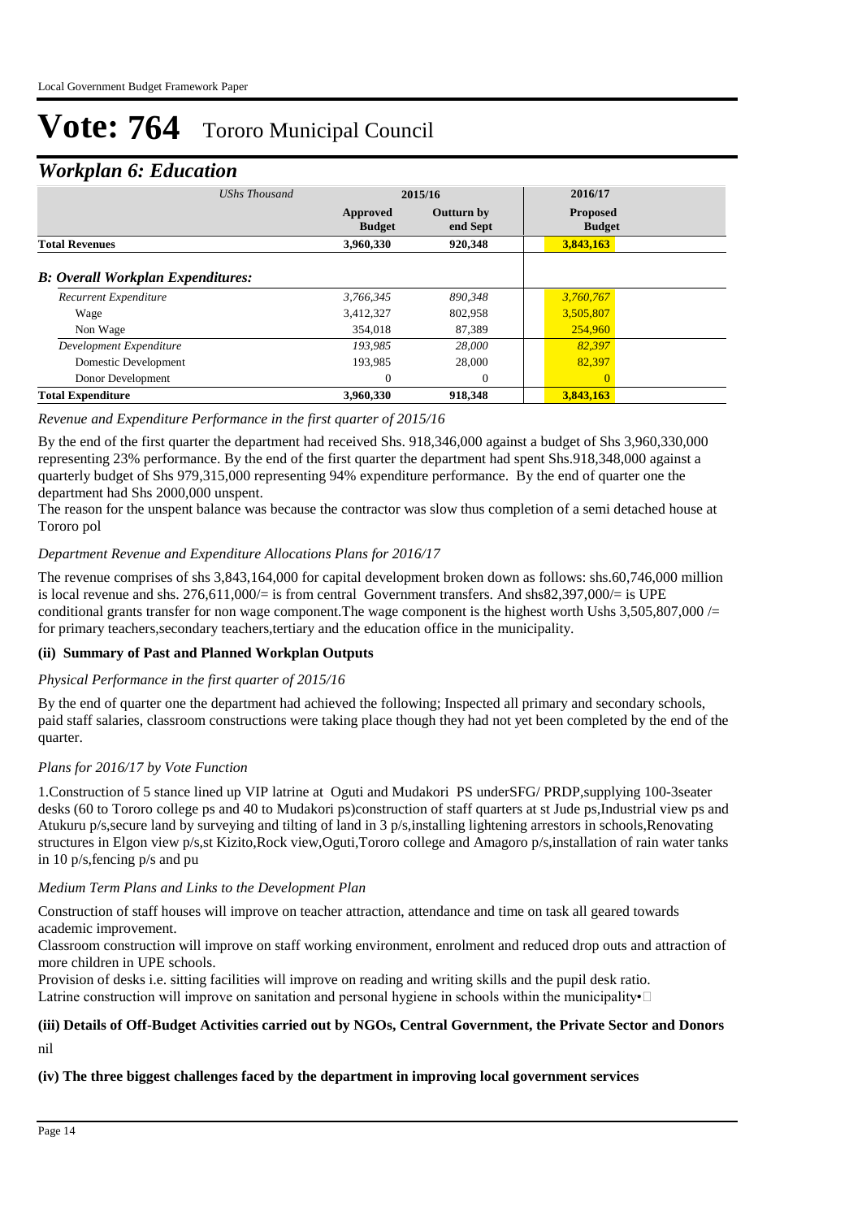# Vote: 764 Tororo Municipal Council

## *Workplan 6: Education*

| *UShs Thousand* | 2015/16 | | 2016/17 |
|---|---|---|---|
| | **Approved Budget** | **Outturn by end Sept** | **Proposed Budget** |
| **Total Revenues** | 3,960,330 | 920,348 | 3,843,163 |
| ***B: Overall Workplan Expenditures:*** | | | |
| *Recurrent Expenditure* | *3,766,345* | *890,348* | *3,760,767* |
| Wage | 3,412,327 | 802,958 | 3,505,807 |
| Non Wage | 354,018 | 87,389 | 254,960 |
| *Development Expenditure* | *193,985* | *28,000* | *82,397* |
| Domestic Development | 193,985 | 28,000 | 82,397 |
| Donor Development | 0 | 0 | 0 |
| **Total Expenditure** | **3,960,330** | **918,348** | **3,843,163** |

*Revenue and Expenditure Performance in the first quarter of 2015/16*

By the end of the first quarter the department had received Shs. 918,346,000 against a budget of Shs 3,960,330,000 representing 23% performance. By the end of the first quarter the department had spent Shs.918,348,000 against a quarterly budget of Shs 979,315,000 representing 94% expenditure performance. By the end of quarter one the department had Shs 2000,000 unspent.

The reason for the unspent balance was because the contractor was slow thus completion of a semi detached house at Tororo pol

*Department Revenue and Expenditure Allocations Plans for 2016/17*

The revenue comprises of shs 3,843,164,000 for capital development broken down as follows: shs.60,746,000 million is local revenue and shs. 276,611,000/= is from central Government transfers. And shs82,397,000/= is UPE conditional grants transfer for non wage component.The wage component is the highest worth Ushs 3,505,807,000 /= for primary teachers,secondary teachers,tertiary and the education office in the municipality.

### (ii) Summary of Past and Planned Workplan Outputs

*Physical Performance in the first quarter of 2015/16*

By the end of quarter one the department had achieved the following; Inspected all primary and secondary schools, paid staff salaries, classroom constructions were taking place though they had not yet been completed by the end of the quarter.

*Plans for 2016/17 by Vote Function*

1.Construction of 5 stance lined up VIP latrine at Oguti and Mudakori PS underSFG/ PRDP,supplying 100-3seater desks (60 to Tororo college ps and 40 to Mudakori ps)construction of staff quarters at st Jude ps,Industrial view ps and Atukuru p/s,secure land by surveying and tilting of land in 3 p/s,installing lightening arrestors in schools,Renovating structures in Elgon view p/s,st Kizito,Rock view,Oguti,Tororo college and Amagoro p/s,installation of rain water tanks in 10 p/s,fencing p/s and pu

*Medium Term Plans and Links to the Development Plan*

Construction of staff houses will improve on teacher attraction, attendance and time on task all geared towards academic improvement.

Classroom construction will improve on staff working environment, enrolment and reduced drop outs and attraction of more children in UPE schools.

Provision of desks i.e. sitting facilities will improve on reading and writing skills and the pupil desk ratio.

Latrine construction will improve on sanitation and personal hygiene in schools within the municipality•

### (iii) Details of Off-Budget Activities carried out by NGOs, Central Government, the Private Sector and Donors

nil

### (iv) The three biggest challenges faced by the department in improving local government services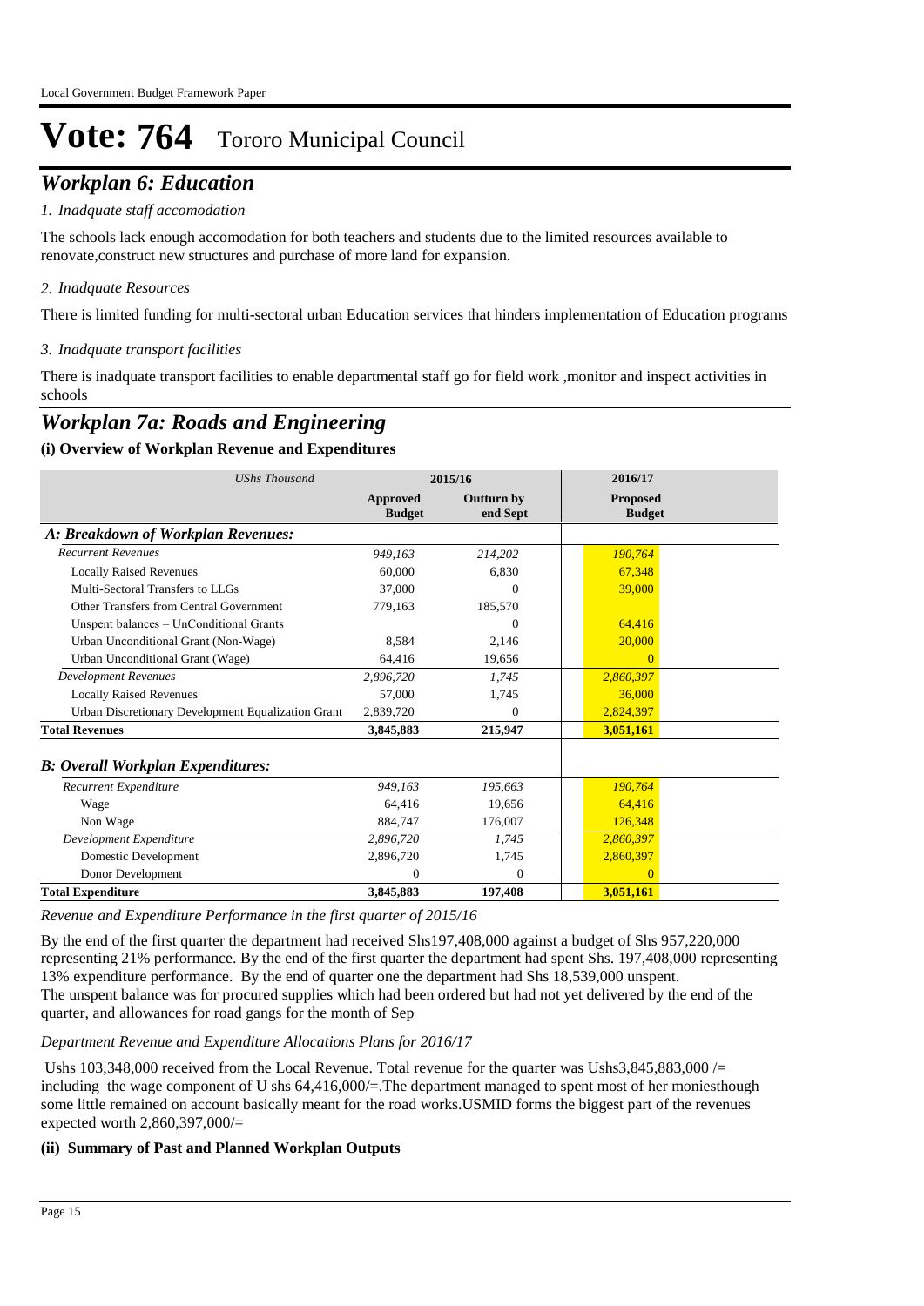# Vote: 764 Tororo Municipal Council

## *Workplan 6: Education*

*1. Inadquate staff accomodation*

The schools lack enough accomodation for both teachers and students due to the limited resources available to renovate,construct new structures and purchase of more land for expansion.

*2. Inadquate Resources*

There is limited funding for multi-sectoral urban Education services that hinders implementation of Education programs

*3. Inadquate transport facilities*

There is inadquate transport facilities to enable departmental staff go for field work ,monitor and inspect activities in schools

## *Workplan 7a: Roads and Engineering*

### (i) Overview of Workplan Revenue and Expenditures

| *UShs Thousand* | 2015/16 | | 2016/17 |
|---|---|---|---|
| | **Approved Budget** | **Outturn by end Sept** | **Proposed Budget** |
| ***A: Breakdown of Workplan Revenues:*** | | | |
| *Recurrent Revenues* | *949,163* | *214,202* | *190,764* |
| Locally Raised Revenues | 60,000 | 6,830 | 67,348 |
| Multi-Sectoral Transfers to LLGs | 37,000 | 0 | 39,000 |
| Other Transfers from Central Government | 779,163 | 185,570 | |
| Unspent balances – UnConditional Grants | | 0 | 64,416 |
| Urban Unconditional Grant (Non-Wage) | 8,584 | 2,146 | 20,000 |
| Urban Unconditional Grant (Wage) | 64,416 | 19,656 | 0 |
| *Development Revenues* | *2,896,720* | *1,745* | *2,860,397* |
| Locally Raised Revenues | 57,000 | 1,745 | 36,000 |
| Urban Discretionary Development Equalization Grant | 2,839,720 | 0 | 2,824,397 |
| **Total Revenues** | **3,845,883** | **215,947** | **3,051,161** |
| ***B: Overall Workplan Expenditures:*** | | | |
| *Recurrent Expenditure* | *949,163* | *195,663* | *190,764* |
| Wage | 64,416 | 19,656 | 64,416 |
| Non Wage | 884,747 | 176,007 | 126,348 |
| *Development Expenditure* | *2,896,720* | *1,745* | *2,860,397* |
| Domestic Development | 2,896,720 | 1,745 | 2,860,397 |
| Donor Development | 0 | 0 | 0 |
| **Total Expenditure** | **3,845,883** | **197,408** | **3,051,161** |

*Revenue and Expenditure Performance in the first quarter of 2015/16*

By the end of the first quarter the department had received Shs197,408,000 against a budget of Shs 957,220,000 representing 21% performance. By the end of the first quarter the department had spent Shs. 197,408,000 representing 13% expenditure performance. By the end of quarter one the department had Shs 18,539,000 unspent.
The unspent balance was for procured supplies which had been ordered but had not yet delivered by the end of the quarter, and allowances for road gangs for the month of Sep

*Department Revenue and Expenditure Allocations Plans for 2016/17*

Ushs 103,348,000 received from the Local Revenue. Total revenue for the quarter was Ushs3,845,883,000 /= including the wage component of U shs 64,416,000/=.The department managed to spent most of her moniesthough some little remained on account basically meant for the road works.USMID forms the biggest part of the revenues expected worth 2,860,397,000/=

### (ii) Summary of Past and Planned Workplan Outputs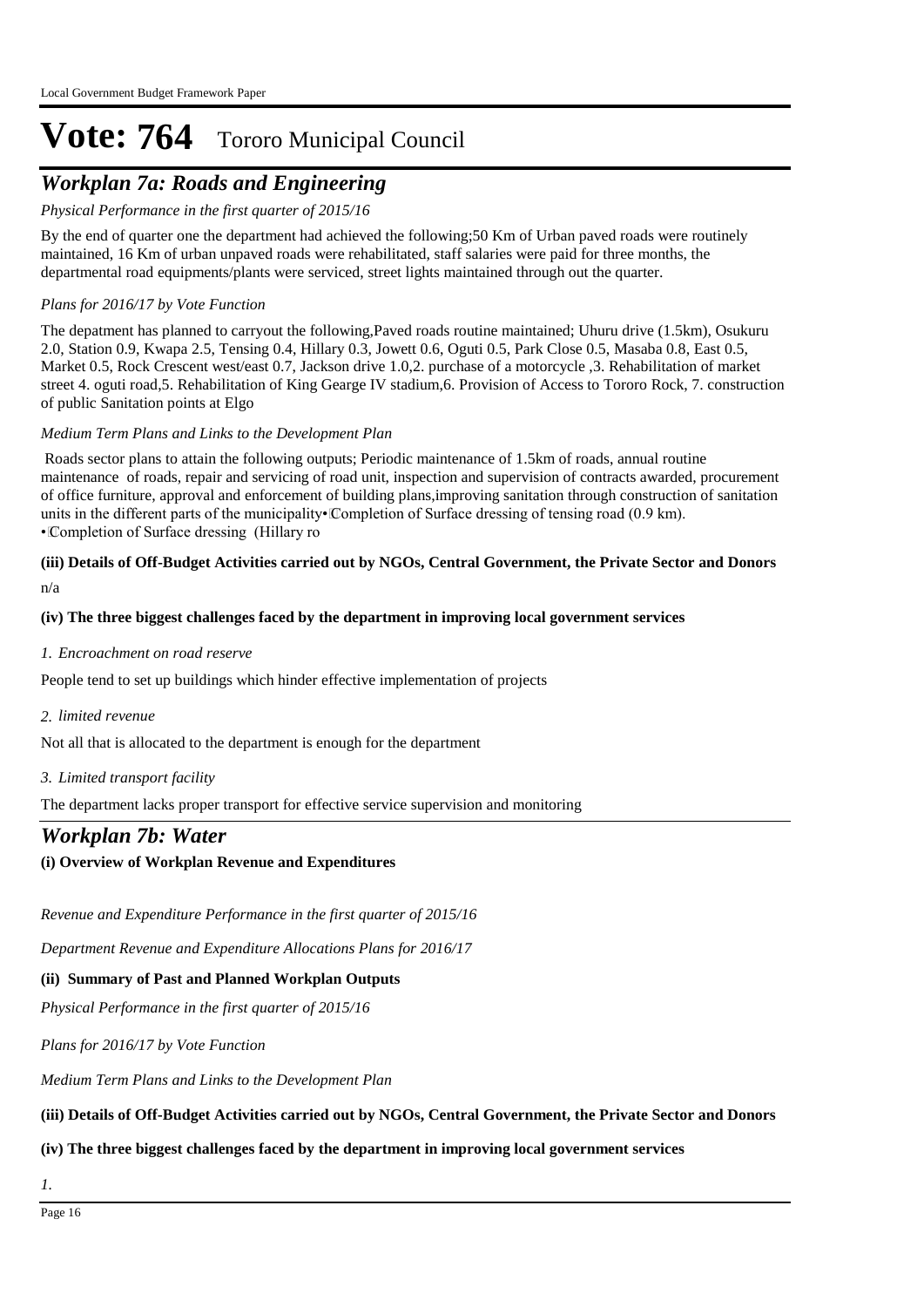# Vote: 764 Tororo Municipal Council

## *Workplan 7a: Roads and Engineering*

*Physical Performance in the first quarter of 2015/16*

By the end of quarter one the department had achieved the following;50 Km of Urban paved roads were routinely maintained, 16 Km of urban unpaved roads were rehabilitated, staff salaries were paid for three months, the departmental road equipments/plants were serviced, street lights maintained through out the quarter.

*Plans for 2016/17 by Vote Function*

The depatment has planned to carryout the following,Paved roads routine maintained; Uhuru drive (1.5km), Osukuru 2.0, Station 0.9, Kwapa 2.5, Tensing 0.4, Hillary 0.3, Jowett 0.6, Oguti 0.5, Park Close 0.5, Masaba 0.8, East 0.5, Market 0.5, Rock Crescent west/east 0.7, Jackson drive 1.0,2. purchase of a motorcycle ,3. Rehabilitation of market street 4. oguti road,5. Rehabilitation of King Gearge IV stadium,6. Provision of Access to Tororo Rock, 7. construction of public Sanitation points at Elgo

*Medium Term Plans and Links to the Development Plan*

Roads sector plans to attain the following outputs; Periodic maintenance of 1.5km of roads, annual routine maintenance of roads, repair and servicing of road unit, inspection and supervision of contracts awarded, procurement of office furniture, approval and enforcement of building plans,improving sanitation through construction of sanitation units in the different parts of the municipality• Completion of Surface dressing of tensing road (0.9 km).
• Completion of Surface dressing (Hillary ro

**(iii) Details of Off-Budget Activities carried out by NGOs, Central Government, the Private Sector and Donors**

n/a

**(iv) The three biggest challenges faced by the department in improving local government services**

*1. Encroachment on road reserve*

People tend to set up buildings which hinder effective implementation of projects

*2. limited revenue*

Not all that is allocated to the department is enough for the department

*3. Limited transport facility*

The department lacks proper transport for effective service supervision and monitoring

## *Workplan 7b: Water*

**(i) Overview of Workplan Revenue and Expenditures**

*Revenue and Expenditure Performance in the first quarter of 2015/16*

*Department Revenue and Expenditure Allocations Plans for 2016/17*

**(ii) Summary of Past and Planned Workplan Outputs**

*Physical Performance in the first quarter of 2015/16*

*Plans for 2016/17 by Vote Function*

*Medium Term Plans and Links to the Development Plan*

**(iii) Details of Off-Budget Activities carried out by NGOs, Central Government, the Private Sector and Donors**

**(iv) The three biggest challenges faced by the department in improving local government services**

*1.*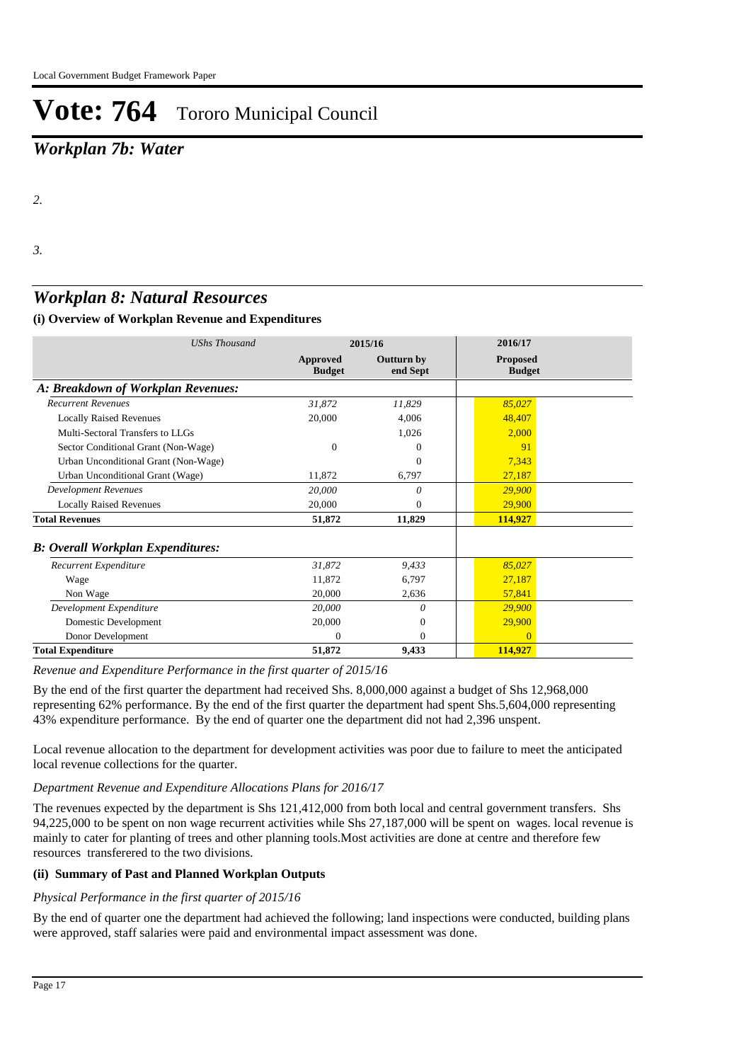# Vote: 764 Tororo Municipal Council

## *Workplan 7b: Water*

*2.*

*3.*

## *Workplan 8: Natural Resources*

### (i) Overview of Workplan Revenue and Expenditures

| *UShs Thousand* | 2015/16 | | 2016/17 |
|---|---|---|---|
| | **Approved Budget** | **Outturn by end Sept** | **Proposed Budget** |
| ***A: Breakdown of Workplan Revenues:*** | | | |
| *Recurrent Revenues* | *31,872* | *11,829* | *85,027* |
| Locally Raised Revenues | 20,000 | 4,006 | 48,407 |
| Multi-Sectoral Transfers to LLGs | | 1,026 | 2,000 |
| Sector Conditional Grant (Non-Wage) | 0 | 0 | 91 |
| Urban Unconditional Grant (Non-Wage) | | 0 | 7,343 |
| Urban Unconditional Grant (Wage) | 11,872 | 6,797 | 27,187 |
| *Development Revenues* | *20,000* | *0* | *29,900* |
| Locally Raised Revenues | 20,000 | 0 | 29,900 |
| **Total Revenues** | **51,872** | **11,829** | **114,927** |
| ***B: Overall Workplan Expenditures:*** | | | |
| *Recurrent Expenditure* | *31,872* | *9,433* | *85,027* |
| Wage | 11,872 | 6,797 | 27,187 |
| Non Wage | 20,000 | 2,636 | 57,841 |
| *Development Expenditure* | *20,000* | *0* | *29,900* |
| Domestic Development | 20,000 | 0 | 29,900 |
| Donor Development | 0 | 0 | 0 |
| **Total Expenditure** | **51,872** | **9,433** | **114,927** |

*Revenue and Expenditure Performance in the first quarter of 2015/16*

By the end of the first quarter the department had received Shs. 8,000,000 against a budget of Shs 12,968,000 representing 62% performance. By the end of the first quarter the department had spent Shs.5,604,000 representing 43% expenditure performance. By the end of quarter one the department did not had 2,396 unspent.

Local revenue allocation to the department for development activities was poor due to failure to meet the anticipated local revenue collections for the quarter.

*Department Revenue and Expenditure Allocations Plans for 2016/17*

The revenues expected by the department is Shs 121,412,000 from both local and central government transfers. Shs 94,225,000 to be spent on non wage recurrent activities while Shs 27,187,000 will be spent on wages. local revenue is mainly to cater for planting of trees and other planning tools.Most activities are done at centre and therefore few resources transferered to the two divisions.

### (ii) Summary of Past and Planned Workplan Outputs

*Physical Performance in the first quarter of 2015/16*

By the end of quarter one the department had achieved the following; land inspections were conducted, building plans were approved, staff salaries were paid and environmental impact assessment was done.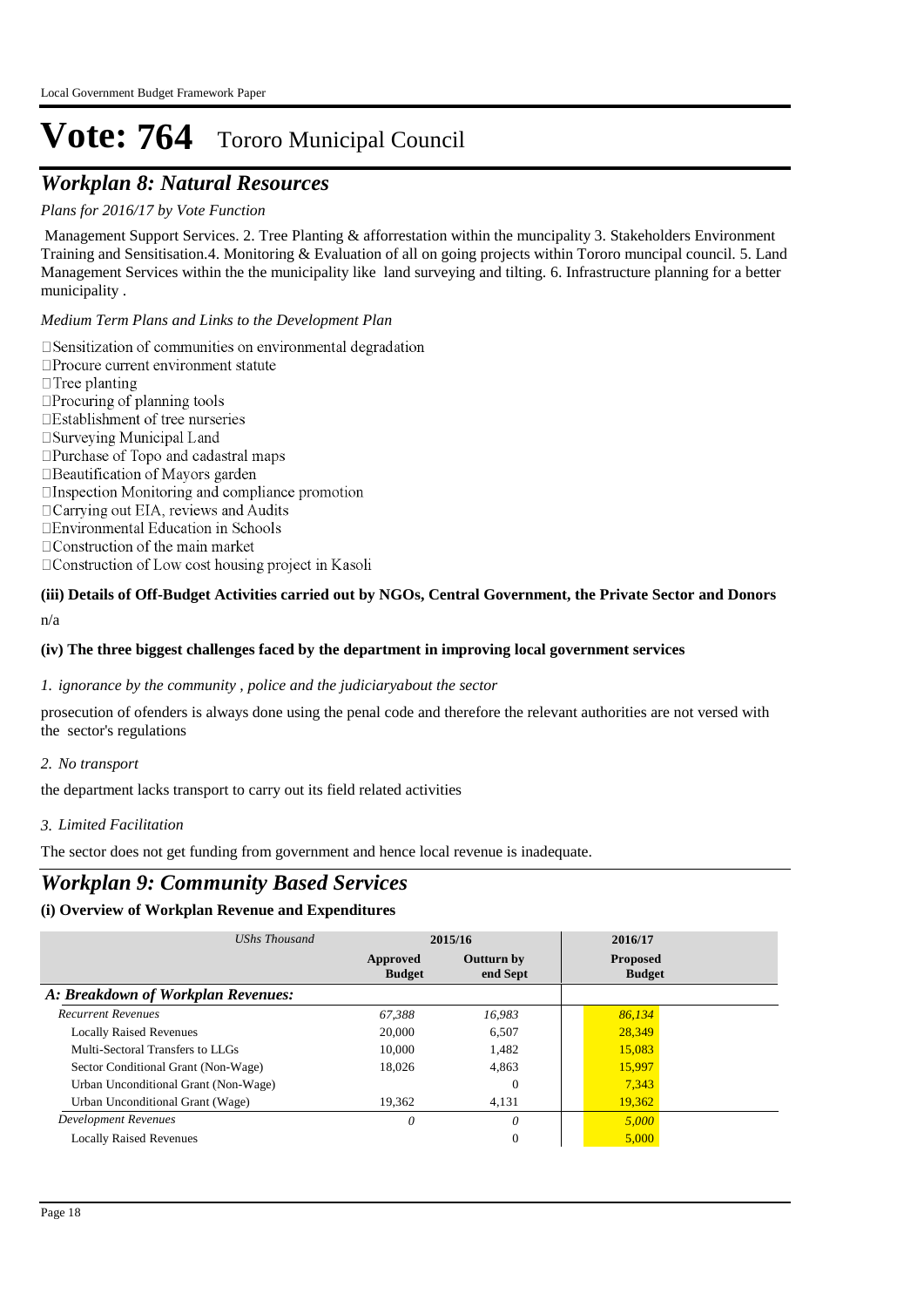# Vote: 764 Tororo Municipal Council

## Workplan 8: Natural Resources

*Plans for 2016/17 by Vote Function*

Management Support Services. 2. Tree Planting & afforrestation within the muncipality 3. Stakeholders Environment Training and Sensitisation.4. Monitoring & Evaluation of all on going projects within Tororo muncipal council. 5. Land Management Services within the the municipality like land surveying and tilting. 6. Infrastructure planning for a better municipality .

*Medium Term Plans and Links to the Development Plan*

- Sensitization of communities on environmental degradation
- Procure current environment statute
- Tree planting
- Procuring of planning tools
- Establishment of tree nurseries
- Surveying Municipal Land
- Purchase of Topo and cadastral maps
- Beautification of Mayors garden
- Inspection Monitoring and compliance promotion
- Carrying out EIA, reviews and Audits
- Environmental Education in Schools
- Construction of the main market
- Construction of Low cost housing project in Kasoli

**(iii) Details of Off-Budget Activities carried out by NGOs, Central Government, the Private Sector and Donors**

n/a

**(iv) The three biggest challenges faced by the department in improving local government services**

*1. ignorance by the community , police and the judiciaryabout the sector*

prosecution of ofenders is always done using the penal code and therefore the relevant authorities are not versed with the sector's regulations

*2. No transport*

the department lacks transport to carry out its field related activities

*3. Limited Facilitation*

The sector does not get funding from government and hence local revenue is inadequate.

## Workplan 9: Community Based Services

**(i) Overview of Workplan Revenue and Expenditures**

| *UShs Thousand* | 2015/16 | | 2016/17 |
|---|---|---|---|
| | **Approved Budget** | **Outturn by end Sept** | **Proposed Budget** |
| ***A: Breakdown of Workplan Revenues:*** | | | |
| *Recurrent Revenues* | *67,388* | *16,983* | *86,134* |
| Locally Raised Revenues | 20,000 | 6,507 | 28,349 |
| Multi-Sectoral Transfers to LLGs | 10,000 | 1,482 | 15,083 |
| Sector Conditional Grant (Non-Wage) | 18,026 | 4,863 | 15,997 |
| Urban Unconditional Grant (Non-Wage) | | 0 | 7,343 |
| Urban Unconditional Grant (Wage) | 19,362 | 4,131 | 19,362 |
| *Development Revenues* | *0* | *0* | *5,000* |
| Locally Raised Revenues | | 0 | 5,000 |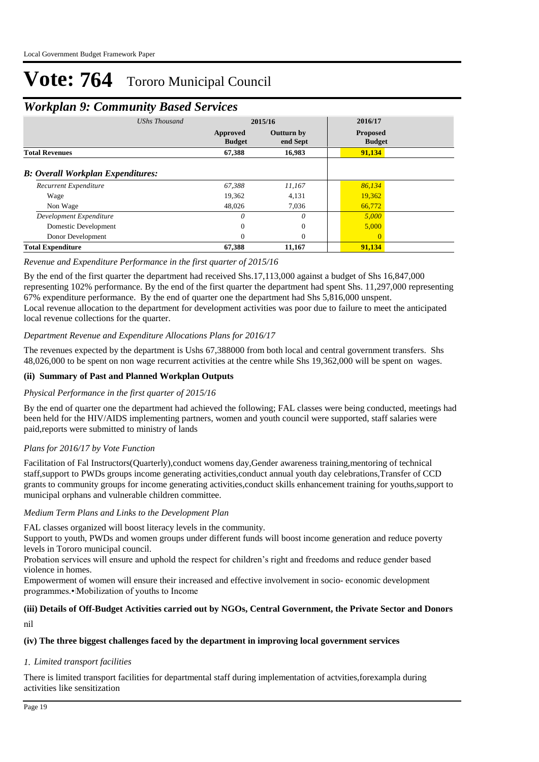# Vote: 764 Tororo Municipal Council

## Workplan 9: Community Based Services

| UShs Thousand | 2015/16 | | 2016/17 |
|---|---|---|---|
| | Approved Budget | Outturn by end Sept | Proposed Budget |
| **Total Revenues** | **67,388** | **16,983** | **91,134** |
| ***B: Overall Workplan Expenditures:*** | | | |
| *Recurrent Expenditure* | *67,388* | *11,167* | *86,134* |
| Wage | 19,362 | 4,131 | 19,362 |
| Non Wage | 48,026 | 7,036 | 66,772 |
| *Development Expenditure* | *0* | *0* | *5,000* |
| Domestic Development | 0 | 0 | 5,000 |
| Donor Development | 0 | 0 | 0 |
| **Total Expenditure** | **67,388** | **11,167** | **91,134** |

*Revenue and Expenditure Performance in the first quarter of 2015/16*

By the end of the first quarter the department had received Shs.17,113,000 against a budget of Shs 16,847,000 representing 102% performance. By the end of the first quarter the department had spent Shs. 11,297,000 representing 67% expenditure performance. By the end of quarter one the department had Shs 5,816,000 unspent.
Local revenue allocation to the department for development activities was poor due to failure to meet the anticipated local revenue collections for the quarter.

*Department Revenue and Expenditure Allocations Plans for 2016/17*

The revenues expected by the department is Ushs 67,388000 from both local and central government transfers. Shs 48,026,000 to be spent on non wage recurrent activities at the centre while Shs 19,362,000 will be spent on wages.

### (ii) Summary of Past and Planned Workplan Outputs

*Physical Performance in the first quarter of 2015/16*

By the end of quarter one the department had achieved the following; FAL classes were being conducted, meetings had been held for the HIV/AIDS implementing partners, women and youth council were supported, staff salaries were paid,reports were submitted to ministry of lands

*Plans for 2016/17 by Vote Function*

Facilitation of Fal Instructors(Quarterly),conduct womens day,Gender awareness training,mentoring of technical staff,support to PWDs groups income generating activities,conduct annual youth day celebrations,Transfer of CCD grants to community groups for income generating activities,conduct skills enhancement training for youths,support to municipal orphans and vulnerable children committee.

*Medium Term Plans and Links to the Development Plan*

FAL classes organized will boost literacy levels in the community.
Support to youth, PWDs and women groups under different funds will boost income generation and reduce poverty levels in Tororo municipal council.
Probation services will ensure and uphold the respect for children's right and freedoms and reduce gender based violence in homes.
Empowerment of women will ensure their increased and effective involvement in socio- economic development programmes.•Mobilization of youths to Income

### (iii) Details of Off-Budget Activities carried out by NGOs, Central Government, the Private Sector and Donors

nil

### (iv) The three biggest challenges faced by the department in improving local government services

*1. Limited transport facilities*

There is limited transport facilities for departmental staff during implementation of actvities,forexampla during activities like sensitization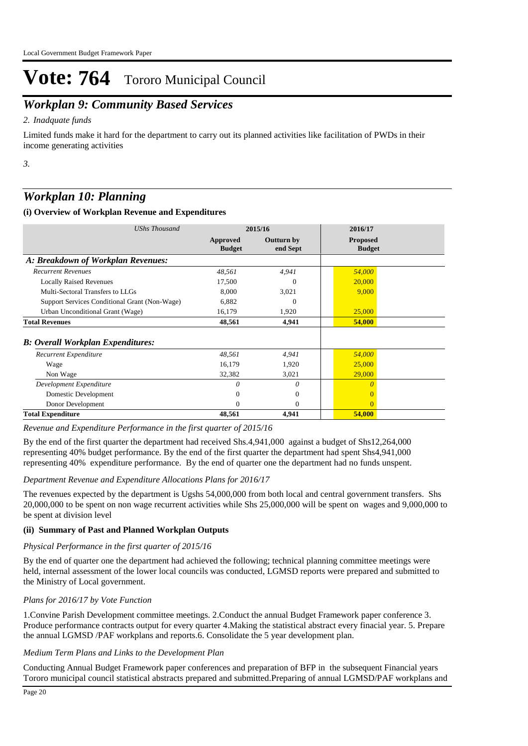# Vote: 764 Tororo Municipal Council

## *Workplan 9: Community Based Services*

*2. Inadquate funds*

Limited funds make it hard for the department to carry out its planned activities like facilitation of PWDs in their income generating activities

*3.*

## *Workplan 10: Planning*

### (i) Overview of Workplan Revenue and Expenditures

| *UShs Thousand* | 2015/16 | | 2016/17 |
|---|---|---|---|
| | **Approved Budget** | **Outturn by end Sept** | **Proposed Budget** |
| ***A: Breakdown of Workplan Revenues:*** | | | |
| *Recurrent Revenues* | *48,561* | *4,941* | *54,000* |
| Locally Raised Revenues | 17,500 | 0 | 20,000 |
| Multi-Sectoral Transfers to LLGs | 8,000 | 3,021 | 9,000 |
| Support Services Conditional Grant (Non-Wage) | 6,882 | 0 | |
| Urban Unconditional Grant (Wage) | 16,179 | 1,920 | 25,000 |
| **Total Revenues** | **48,561** | **4,941** | **54,000** |
| ***B: Overall Workplan Expenditures:*** | | | |
| *Recurrent Expenditure* | *48,561* | *4,941* | *54,000* |
| Wage | 16,179 | 1,920 | 25,000 |
| Non Wage | 32,382 | 3,021 | 29,000 |
| *Development Expenditure* | *0* | *0* | *0* |
| Domestic Development | 0 | 0 | 0 |
| Donor Development | 0 | 0 | 0 |
| **Total Expenditure** | **48,561** | **4,941** | **54,000** |

*Revenue and Expenditure Performance in the first quarter of 2015/16*

By the end of the first quarter the department had received Shs.4,941,000 against a budget of Shs12,264,000 representing 40% budget performance. By the end of the first quarter the department had spent Shs4,941,000 representing 40% expenditure performance. By the end of quarter one the department had no funds unspent.

*Department Revenue and Expenditure Allocations Plans for 2016/17*

The revenues expected by the department is Ugshs 54,000,000 from both local and central government transfers. Shs 20,000,000 to be spent on non wage recurrent activities while Shs 25,000,000 will be spent on wages and 9,000,000 to be spent at division level

### (ii) Summary of Past and Planned Workplan Outputs

*Physical Performance in the first quarter of 2015/16*

By the end of quarter one the department had achieved the following; technical planning committee meetings were held, internal assessment of the lower local councils was conducted, LGMSD reports were prepared and submitted to the Ministry of Local government.

*Plans for 2016/17 by Vote Function*

1.Convine Parish Development committee meetings. 2.Conduct the annual Budget Framework paper conference 3. Produce performance contracts output for every quarter 4.Making the statistical abstract every finacial year. 5. Prepare the annual LGMSD /PAF workplans and reports.6. Consolidate the 5 year development plan.

*Medium Term Plans and Links to the Development Plan*

Conducting Annual Budget Framework paper conferences and preparation of BFP in the subsequent Financial years Tororo municipal council statistical abstracts prepared and submitted.Preparing of annual LGMSD/PAF workplans and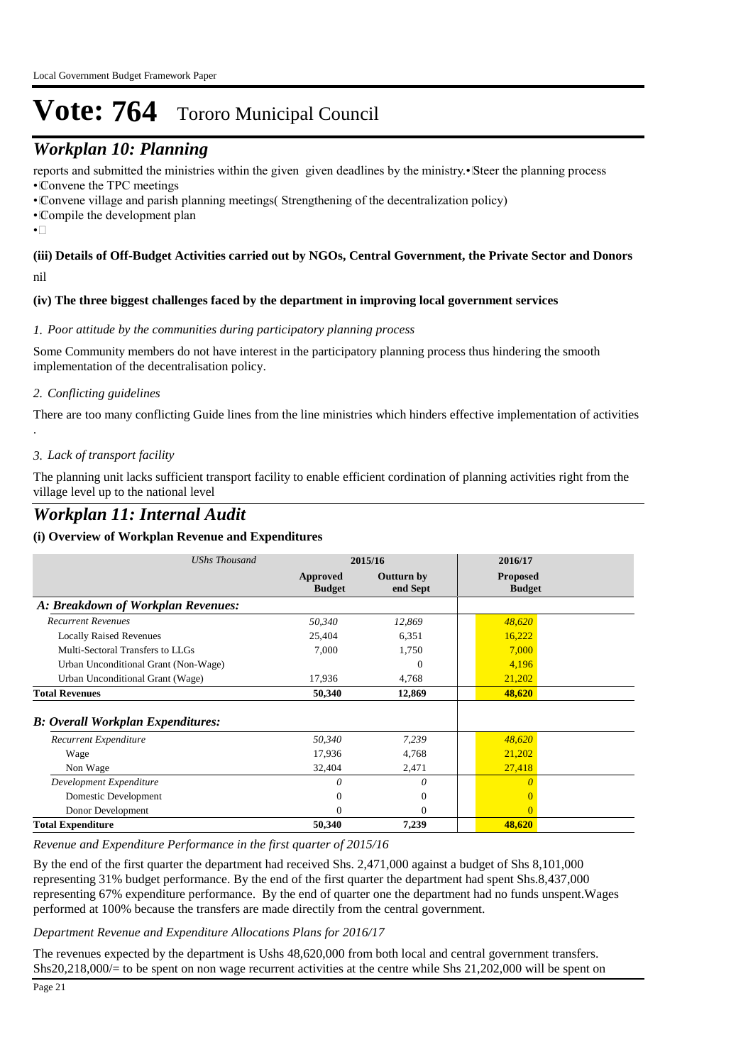# Vote: 764 Tororo Municipal Council

## *Workplan 10: Planning*

reports and submitted the ministries within the given given deadlines by the ministry.• Steer the planning process
• Convene the TPC meetings
• Convene village and parish planning meetings( Strengthening of the decentralization policy)
• Compile the development plan
•

**(iii) Details of Off-Budget Activities carried out by NGOs, Central Government, the Private Sector and Donors**

nil

**(iv) The three biggest challenges faced by the department in improving local government services**

*1. Poor attitude by the communities during participatory planning process*

Some Community members do not have interest in the participatory planning process thus hindering the smooth implementation of the decentralisation policy.

*2. Conflicting guidelines*

There are too many conflicting Guide lines from the line ministries which hinders effective implementation of activities .

*3. Lack of transport facility*

The planning unit lacks sufficient transport facility to enable efficient cordination of planning activities right from the village level up to the national level

## *Workplan 11: Internal Audit*

**(i) Overview of Workplan Revenue and Expenditures**

| *UShs Thousand* | 2015/16 | | 2016/17 |
|---|---|---|---|
| | **Approved Budget** | **Outturn by end Sept** | **Proposed Budget** |
| ***A: Breakdown of Workplan Revenues:*** | | | |
| *Recurrent Revenues* | *50,340* | *12,869* | *48,620* |
| Locally Raised Revenues | 25,404 | 6,351 | 16,222 |
| Multi-Sectoral Transfers to LLGs | 7,000 | 1,750 | 7,000 |
| Urban Unconditional Grant (Non-Wage) | | 0 | 4,196 |
| Urban Unconditional Grant (Wage) | 17,936 | 4,768 | 21,202 |
| **Total Revenues** | **50,340** | **12,869** | **48,620** |
| ***B: Overall Workplan Expenditures:*** | | | |
| *Recurrent Expenditure* | *50,340* | *7,239* | *48,620* |
| Wage | 17,936 | 4,768 | 21,202 |
| Non Wage | 32,404 | 2,471 | 27,418 |
| *Development Expenditure* | *0* | *0* | *0* |
| Domestic Development | 0 | 0 | 0 |
| Donor Development | 0 | 0 | 0 |
| **Total Expenditure** | **50,340** | **7,239** | **48,620** |

*Revenue and Expenditure Performance in the first quarter of 2015/16*

By the end of the first quarter the department had received Shs. 2,471,000 against a budget of Shs 8,101,000 representing 31% budget performance. By the end of the first quarter the department had spent Shs.8,437,000 representing 67% expenditure performance. By the end of quarter one the department had no funds unspent.Wages performed at 100% because the transfers are made directly from the central government.

*Department Revenue and Expenditure Allocations Plans for 2016/17*

The revenues expected by the department is Ushs 48,620,000 from both local and central government transfers. Shs20,218,000/= to be spent on non wage recurrent activities at the centre while Shs 21,202,000 will be spent on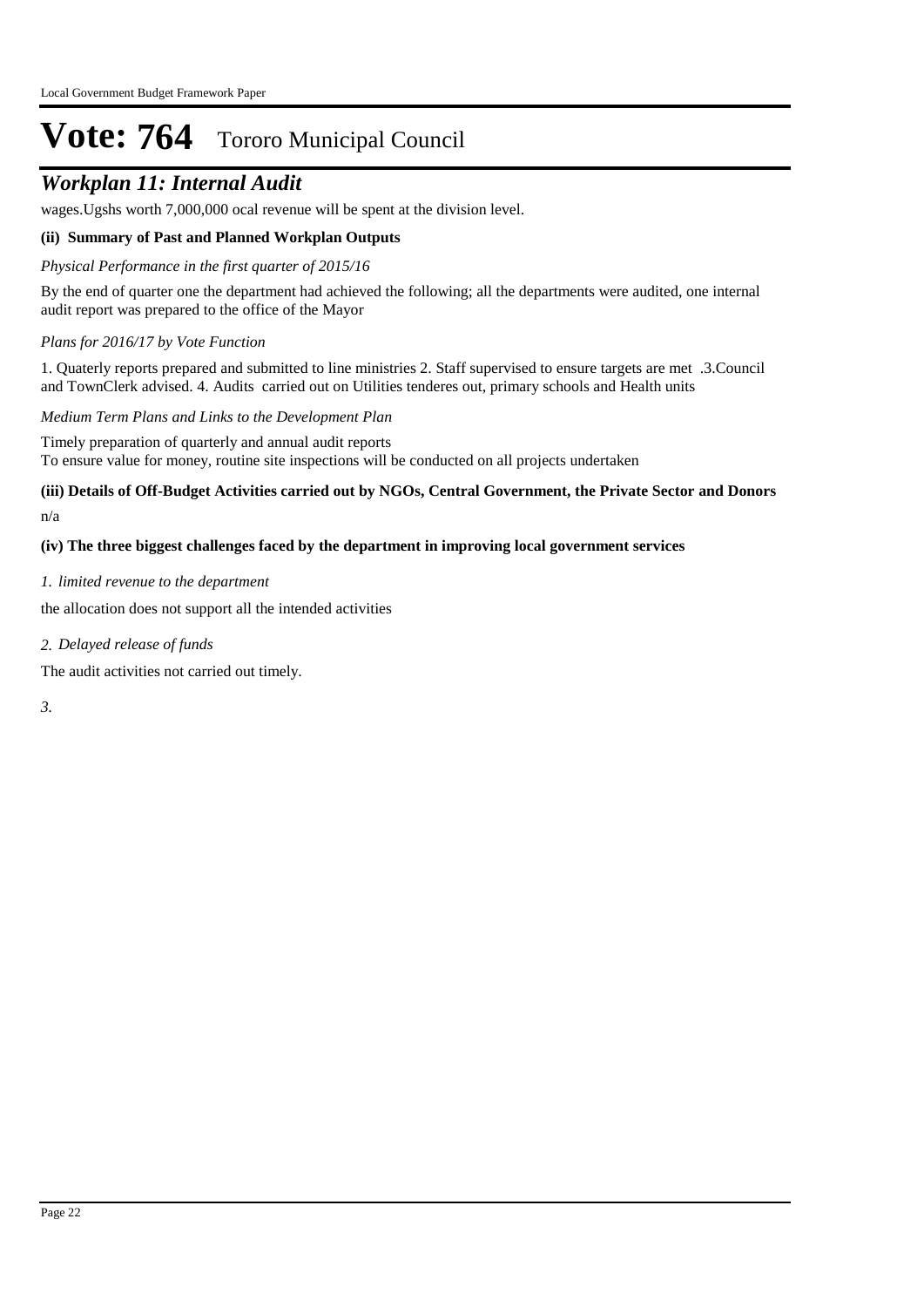# Vote: 764 Tororo Municipal Council

## *Workplan 11: Internal Audit*

wages.Ugshs worth 7,000,000 ocal revenue will be spent at the division level.

**(ii) Summary of Past and Planned Workplan Outputs**

*Physical Performance in the first quarter of 2015/16*

By the end of quarter one the department had achieved the following; all the departments were audited, one internal audit report was prepared to the office of the Mayor

*Plans for 2016/17 by Vote Function*

1. Quaterly reports prepared and submitted to line ministries 2. Staff supervised to ensure targets are met .3.Council and TownClerk advised. 4. Audits carried out on Utilities tenderes out, primary schools and Health units

*Medium Term Plans and Links to the Development Plan*

Timely preparation of quarterly and annual audit reports
To ensure value for money, routine site inspections will be conducted on all projects undertaken

**(iii) Details of Off-Budget Activities carried out by NGOs, Central Government, the Private Sector and Donors**

n/a

**(iv) The three biggest challenges faced by the department in improving local government services**

*1. limited revenue to the department*

the allocation does not support all the intended activities

*2. Delayed release of funds*

The audit activities not carried out timely.

*3.*